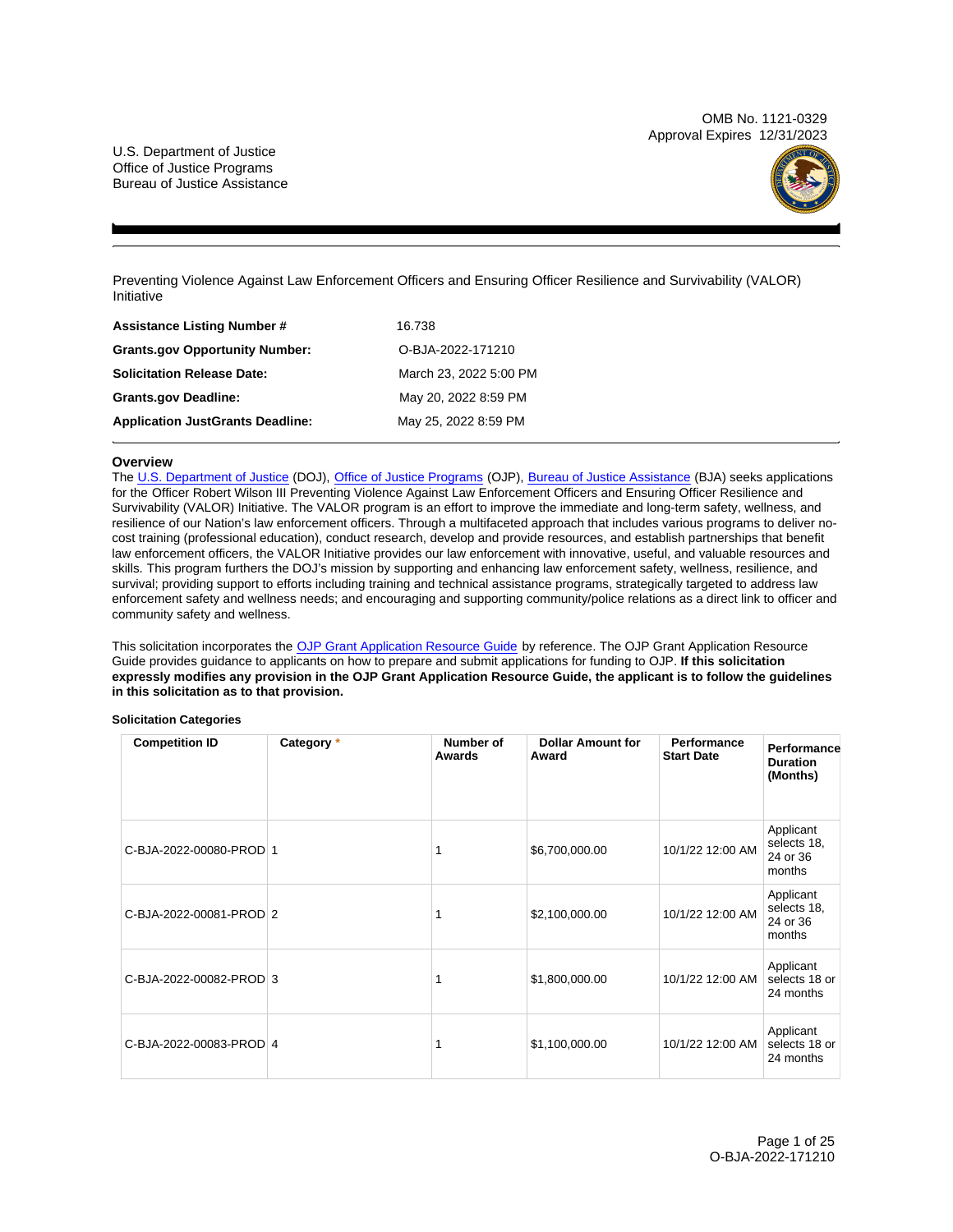OMB No. 1121-0329
Approval Expires 12/31/2023

U.S. Department of Justice
Office of Justice Programs
Bureau of Justice Assistance

Preventing Violence Against Law Enforcement Officers and Ensuring Officer Resilience and Survivability (VALOR) Initiative

| | |
|---|---|
| **Assistance Listing Number #** | 16.738 |
| **Grants.gov Opportunity Number:** | O-BJA-2022-171210 |
| **Solicitation Release Date:** | March 23, 2022 5:00 PM |
| **Grants.gov Deadline:** | May 20, 2022 8:59 PM |
| **Application JustGrants Deadline:** | May 25, 2022 8:59 PM |

## Overview

The U.S. Department of Justice (DOJ), Office of Justice Programs (OJP), Bureau of Justice Assistance (BJA) seeks applications for the Officer Robert Wilson III Preventing Violence Against Law Enforcement Officers and Ensuring Officer Resilience and Survivability (VALOR) Initiative. The VALOR program is an effort to improve the immediate and long-term safety, wellness, and resilience of our Nation's law enforcement officers. Through a multifaceted approach that includes various programs to deliver no-cost training (professional education), conduct research, develop and provide resources, and establish partnerships that benefit law enforcement officers, the VALOR Initiative provides our law enforcement with innovative, useful, and valuable resources and skills. This program furthers the DOJ's mission by supporting and enhancing law enforcement safety, wellness, resilience, and survival; providing support to efforts including training and technical assistance programs, strategically targeted to address law enforcement safety and wellness needs; and encouraging and supporting community/police relations as a direct link to officer and community safety and wellness.

This solicitation incorporates the OJP Grant Application Resource Guide by reference. The OJP Grant Application Resource Guide provides guidance to applicants on how to prepare and submit applications for funding to OJP. **If this solicitation expressly modifies any provision in the OJP Grant Application Resource Guide, the applicant is to follow the guidelines in this solicitation as to that provision.**

**Solicitation Categories**

| Competition ID | Category * | Number of Awards | Dollar Amount for Award | Performance Start Date | Performance Duration (Months) |
|---|---|---|---|---|---|
| C-BJA-2022-00080-PROD | 1 | 1 | $6,700,000.00 | 10/1/22 12:00 AM | Applicant selects 18, 24 or 36 months |
| C-BJA-2022-00081-PROD | 2 | 1 | $2,100,000.00 | 10/1/22 12:00 AM | Applicant selects 18, 24 or 36 months |
| C-BJA-2022-00082-PROD | 3 | 1 | $1,800,000.00 | 10/1/22 12:00 AM | Applicant selects 18 or 24 months |
| C-BJA-2022-00083-PROD | 4 | 1 | $1,100,000.00 | 10/1/22 12:00 AM | Applicant selects 18 or 24 months |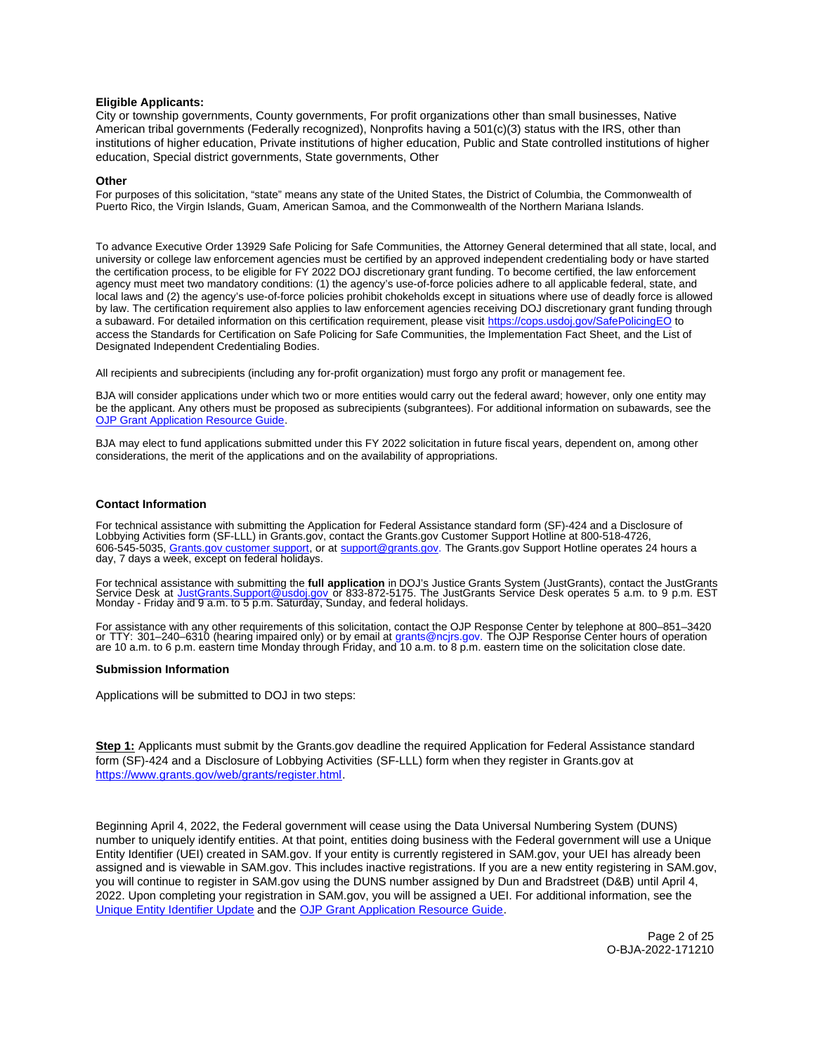**Eligible Applicants:**
City or township governments, County governments, For profit organizations other than small businesses, Native American tribal governments (Federally recognized), Nonprofits having a 501(c)(3) status with the IRS, other than institutions of higher education, Private institutions of higher education, Public and State controlled institutions of higher education, Special district governments, State governments, Other

**Other**
For purposes of this solicitation, "state" means any state of the United States, the District of Columbia, the Commonwealth of Puerto Rico, the Virgin Islands, Guam, American Samoa, and the Commonwealth of the Northern Mariana Islands.

To advance Executive Order 13929 Safe Policing for Safe Communities, the Attorney General determined that all state, local, and university or college law enforcement agencies must be certified by an approved independent credentialing body or have started the certification process, to be eligible for FY 2022 DOJ discretionary grant funding. To become certified, the law enforcement agency must meet two mandatory conditions: (1) the agency's use-of-force policies adhere to all applicable federal, state, and local laws and (2) the agency's use-of-force policies prohibit chokeholds except in situations where use of deadly force is allowed by law. The certification requirement also applies to law enforcement agencies receiving DOJ discretionary grant funding through a subaward. For detailed information on this certification requirement, please visit https://cops.usdoj.gov/SafePolicingEO to access the Standards for Certification on Safe Policing for Safe Communities, the Implementation Fact Sheet, and the List of Designated Independent Credentialing Bodies.

All recipients and subrecipients (including any for-profit organization) must forgo any profit or management fee.

BJA will consider applications under which two or more entities would carry out the federal award; however, only one entity may be the applicant. Any others must be proposed as subrecipients (subgrantees). For additional information on subawards, see the OJP Grant Application Resource Guide.

BJA may elect to fund applications submitted under this FY 2022 solicitation in future fiscal years, dependent on, among other considerations, the merit of the applications and on the availability of appropriations.

**Contact Information**

For technical assistance with submitting the Application for Federal Assistance standard form (SF)-424 and a Disclosure of Lobbying Activities form (SF-LLL) in Grants.gov, contact the Grants.gov Customer Support Hotline at 800-518-4726, 606-545-5035, Grants.gov customer support, or at support@grants.gov. The Grants.gov Support Hotline operates 24 hours a day, 7 days a week, except on federal holidays.

For technical assistance with submitting the **full application** in DOJ's Justice Grants System (JustGrants), contact the JustGrants Service Desk at JustGrants.Support@usdoj.gov or 833-872-5175. The JustGrants Service Desk operates 5 a.m. to 9 p.m. EST Monday - Friday and 9 a.m. to 5 p.m. Saturday, Sunday, and federal holidays.

For assistance with any other requirements of this solicitation, contact the OJP Response Center by telephone at 800–851–3420 or TTY: 301–240–6310 (hearing impaired only) or by email at grants@ncjrs.gov. The OJP Response Center hours of operation are 10 a.m. to 6 p.m. eastern time Monday through Friday, and 10 a.m. to 8 p.m. eastern time on the solicitation close date.

**Submission Information**

Applications will be submitted to DOJ in two steps:

**Step 1:** Applicants must submit by the Grants.gov deadline the required Application for Federal Assistance standard form (SF)-424 and a Disclosure of Lobbying Activities (SF-LLL) form when they register in Grants.gov at https://www.grants.gov/web/grants/register.html.

Beginning April 4, 2022, the Federal government will cease using the Data Universal Numbering System (DUNS) number to uniquely identify entities. At that point, entities doing business with the Federal government will use a Unique Entity Identifier (UEI) created in SAM.gov. If your entity is currently registered in SAM.gov, your UEI has already been assigned and is viewable in SAM.gov. This includes inactive registrations. If you are a new entity registering in SAM.gov, you will continue to register in SAM.gov using the DUNS number assigned by Dun and Bradstreet (D&B) until April 4, 2022. Upon completing your registration in SAM.gov, you will be assigned a UEI. For additional information, see the Unique Entity Identifier Update and the OJP Grant Application Resource Guide.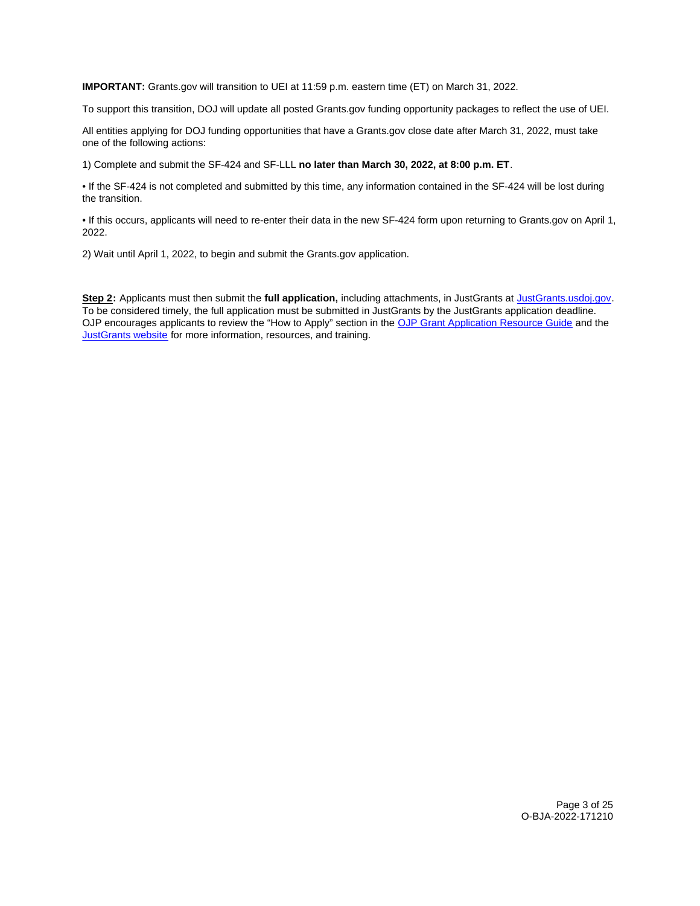**IMPORTANT:** Grants.gov will transition to UEI at 11:59 p.m. eastern time (ET) on March 31, 2022.

To support this transition, DOJ will update all posted Grants.gov funding opportunity packages to reflect the use of UEI.

All entities applying for DOJ funding opportunities that have a Grants.gov close date after March 31, 2022, must take one of the following actions:

1) Complete and submit the SF-424 and SF-LLL **no later than March 30, 2022, at 8:00 p.m. ET**.

• If the SF-424 is not completed and submitted by this time, any information contained in the SF-424 will be lost during the transition.

• If this occurs, applicants will need to re-enter their data in the new SF-424 form upon returning to Grants.gov on April 1, 2022.

2) Wait until April 1, 2022, to begin and submit the Grants.gov application.

**Step 2:** Applicants must then submit the **full application,** including attachments, in JustGrants at [JustGrants.usdoj.gov](JustGrants.usdoj.gov). To be considered timely, the full application must be submitted in JustGrants by the JustGrants application deadline. OJP encourages applicants to review the "How to Apply" section in the [OJP Grant Application Resource Guide](OJP Grant Application Resource Guide) and the [JustGrants website](JustGrants website) for more information, resources, and training.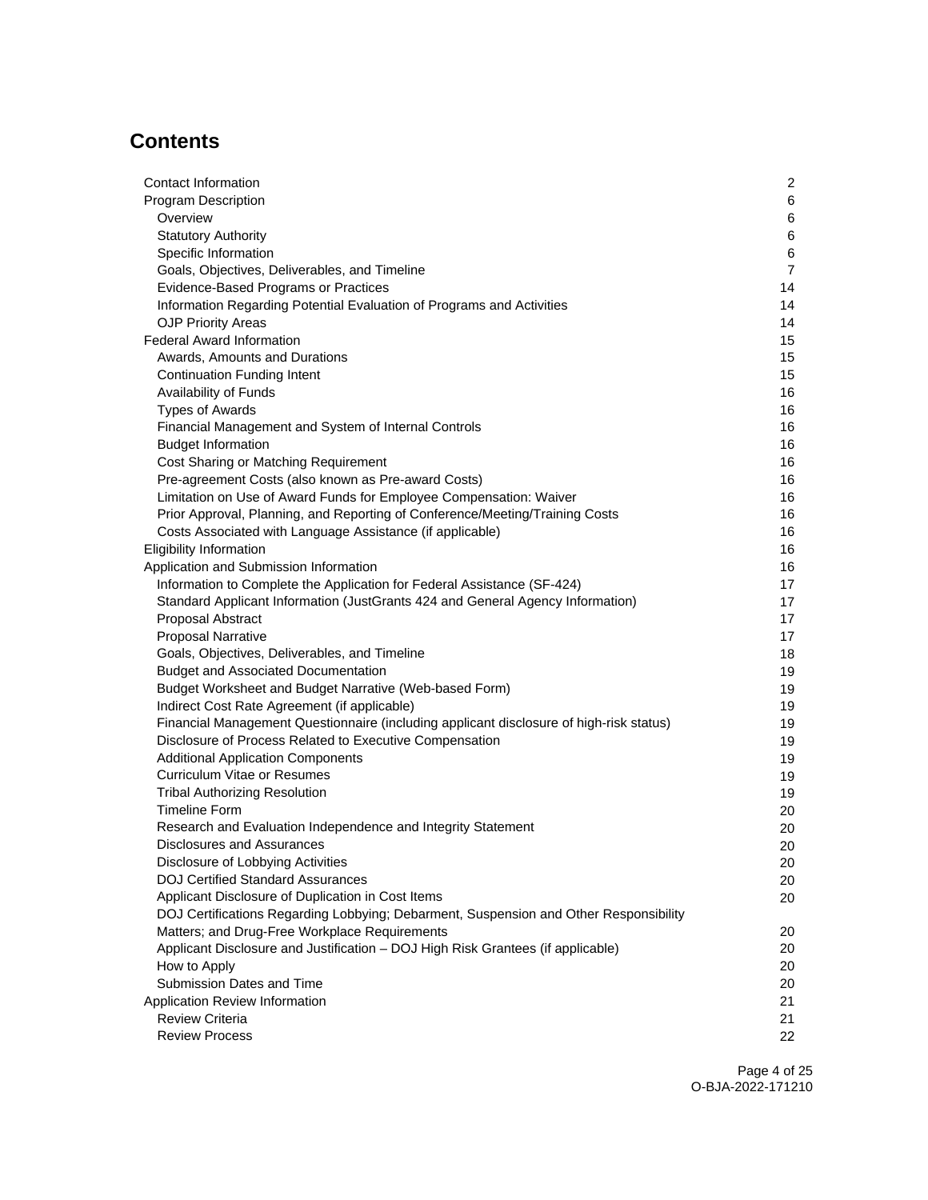## Contents

| | |
|---|---|
| Contact Information | 2 |
| Program Description | 6 |
| &nbsp;&nbsp;Overview | 6 |
| &nbsp;&nbsp;Statutory Authority | 6 |
| &nbsp;&nbsp;Specific Information | 6 |
| &nbsp;&nbsp;Goals, Objectives, Deliverables, and Timeline | 7 |
| &nbsp;&nbsp;Evidence-Based Programs or Practices | 14 |
| &nbsp;&nbsp;Information Regarding Potential Evaluation of Programs and Activities | 14 |
| &nbsp;&nbsp;OJP Priority Areas | 14 |
| Federal Award Information | 15 |
| &nbsp;&nbsp;Awards, Amounts and Durations | 15 |
| &nbsp;&nbsp;Continuation Funding Intent | 15 |
| &nbsp;&nbsp;Availability of Funds | 16 |
| &nbsp;&nbsp;Types of Awards | 16 |
| &nbsp;&nbsp;Financial Management and System of Internal Controls | 16 |
| &nbsp;&nbsp;Budget Information | 16 |
| &nbsp;&nbsp;Cost Sharing or Matching Requirement | 16 |
| &nbsp;&nbsp;Pre-agreement Costs (also known as Pre-award Costs) | 16 |
| &nbsp;&nbsp;Limitation on Use of Award Funds for Employee Compensation: Waiver | 16 |
| &nbsp;&nbsp;Prior Approval, Planning, and Reporting of Conference/Meeting/Training Costs | 16 |
| &nbsp;&nbsp;Costs Associated with Language Assistance (if applicable) | 16 |
| Eligibility Information | 16 |
| Application and Submission Information | 16 |
| &nbsp;&nbsp;Information to Complete the Application for Federal Assistance (SF-424) | 17 |
| &nbsp;&nbsp;Standard Applicant Information (JustGrants 424 and General Agency Information) | 17 |
| &nbsp;&nbsp;Proposal Abstract | 17 |
| &nbsp;&nbsp;Proposal Narrative | 17 |
| &nbsp;&nbsp;Goals, Objectives, Deliverables, and Timeline | 18 |
| &nbsp;&nbsp;Budget and Associated Documentation | 19 |
| &nbsp;&nbsp;Budget Worksheet and Budget Narrative (Web-based Form) | 19 |
| &nbsp;&nbsp;Indirect Cost Rate Agreement (if applicable) | 19 |
| &nbsp;&nbsp;Financial Management Questionnaire (including applicant disclosure of high-risk status) | 19 |
| &nbsp;&nbsp;Disclosure of Process Related to Executive Compensation | 19 |
| &nbsp;&nbsp;Additional Application Components | 19 |
| &nbsp;&nbsp;Curriculum Vitae or Resumes | 19 |
| &nbsp;&nbsp;Tribal Authorizing Resolution | 19 |
| &nbsp;&nbsp;Timeline Form | 20 |
| &nbsp;&nbsp;Research and Evaluation Independence and Integrity Statement | 20 |
| &nbsp;&nbsp;Disclosures and Assurances | 20 |
| &nbsp;&nbsp;Disclosure of Lobbying Activities | 20 |
| &nbsp;&nbsp;DOJ Certified Standard Assurances | 20 |
| &nbsp;&nbsp;Applicant Disclosure of Duplication in Cost Items | 20 |
| &nbsp;&nbsp;DOJ Certifications Regarding Lobbying; Debarment, Suspension and Other Responsibility Matters; and Drug-Free Workplace Requirements | 20 |
| &nbsp;&nbsp;Applicant Disclosure and Justification – DOJ High Risk Grantees (if applicable) | 20 |
| &nbsp;&nbsp;How to Apply | 20 |
| &nbsp;&nbsp;Submission Dates and Time | 20 |
| Application Review Information | 21 |
| &nbsp;&nbsp;Review Criteria | 21 |
| &nbsp;&nbsp;Review Process | 22 |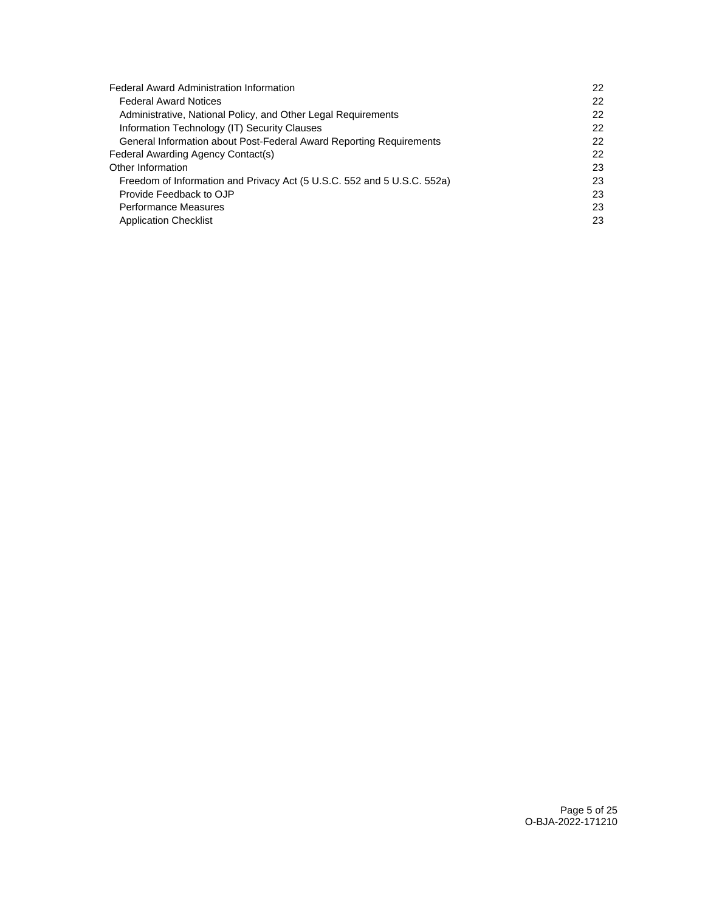| | |
|---|---|
| Federal Award Administration Information | 22 |
| &nbsp;&nbsp;Federal Award Notices | 22 |
| &nbsp;&nbsp;Administrative, National Policy, and Other Legal Requirements | 22 |
| &nbsp;&nbsp;Information Technology (IT) Security Clauses | 22 |
| &nbsp;&nbsp;General Information about Post-Federal Award Reporting Requirements | 22 |
| Federal Awarding Agency Contact(s) | 22 |
| Other Information | 23 |
| &nbsp;&nbsp;Freedom of Information and Privacy Act (5 U.S.C. 552 and 5 U.S.C. 552a) | 23 |
| &nbsp;&nbsp;Provide Feedback to OJP | 23 |
| &nbsp;&nbsp;Performance Measures | 23 |
| &nbsp;&nbsp;Application Checklist | 23 |

O-BJA-2022-171210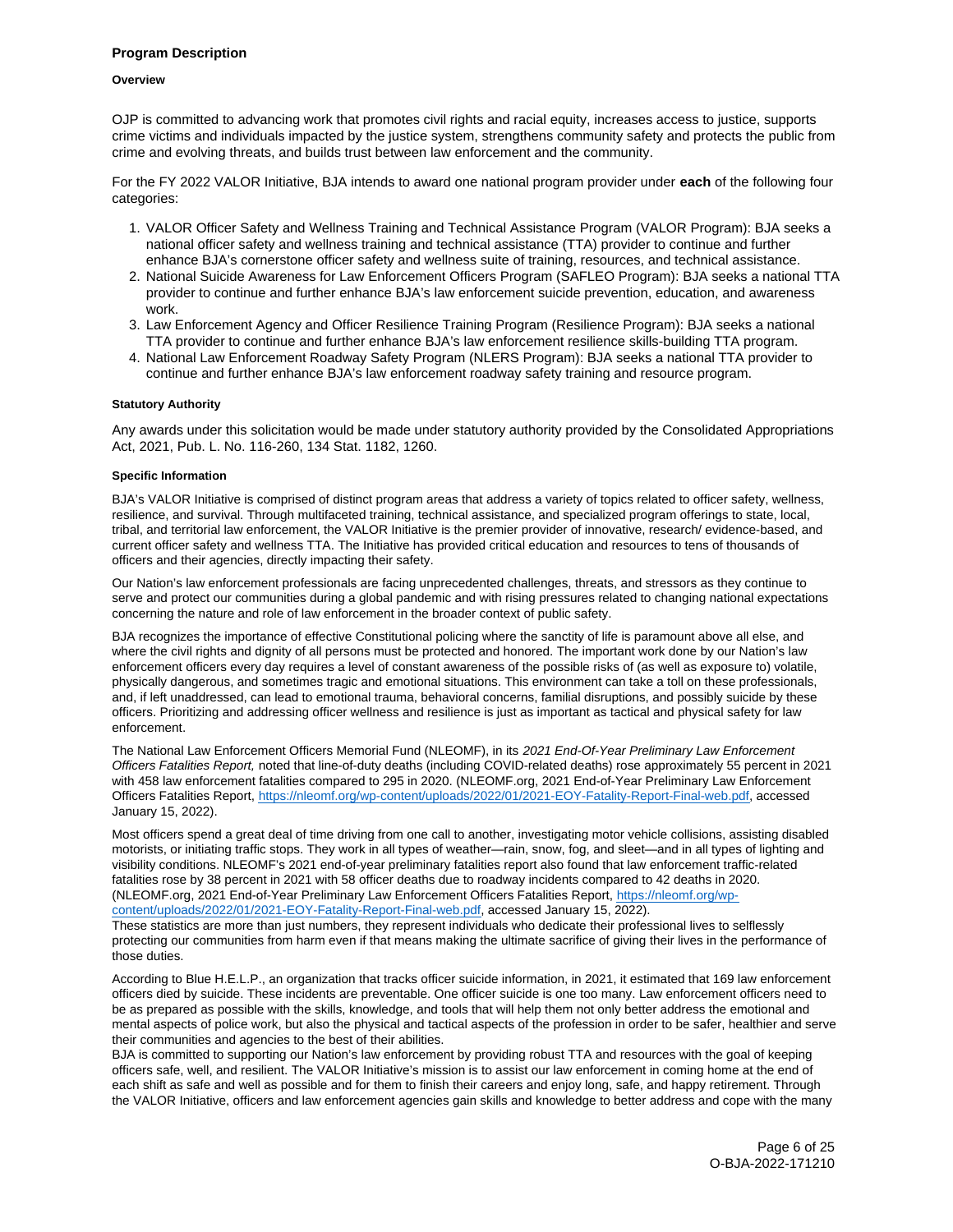## Program Description

### Overview

OJP is committed to advancing work that promotes civil rights and racial equity, increases access to justice, supports crime victims and individuals impacted by the justice system, strengthens community safety and protects the public from crime and evolving threats, and builds trust between law enforcement and the community.

For the FY 2022 VALOR Initiative, BJA intends to award one national program provider under **each** of the following four categories:

1. VALOR Officer Safety and Wellness Training and Technical Assistance Program (VALOR Program): BJA seeks a national officer safety and wellness training and technical assistance (TTA) provider to continue and further enhance BJA's cornerstone officer safety and wellness suite of training, resources, and technical assistance.
2. National Suicide Awareness for Law Enforcement Officers Program (SAFLEO Program): BJA seeks a national TTA provider to continue and further enhance BJA's law enforcement suicide prevention, education, and awareness work.
3. Law Enforcement Agency and Officer Resilience Training Program (Resilience Program): BJA seeks a national TTA provider to continue and further enhance BJA's law enforcement resilience skills-building TTA program.
4. National Law Enforcement Roadway Safety Program (NLERS Program): BJA seeks a national TTA provider to continue and further enhance BJA's law enforcement roadway safety training and resource program.

### Statutory Authority

Any awards under this solicitation would be made under statutory authority provided by the Consolidated Appropriations Act, 2021, Pub. L. No. 116-260, 134 Stat. 1182, 1260.

### Specific Information

BJA's VALOR Initiative is comprised of distinct program areas that address a variety of topics related to officer safety, wellness, resilience, and survival. Through multifaceted training, technical assistance, and specialized program offerings to state, local, tribal, and territorial law enforcement, the VALOR Initiative is the premier provider of innovative, research/ evidence-based, and current officer safety and wellness TTA. The Initiative has provided critical education and resources to tens of thousands of officers and their agencies, directly impacting their safety.

Our Nation's law enforcement professionals are facing unprecedented challenges, threats, and stressors as they continue to serve and protect our communities during a global pandemic and with rising pressures related to changing national expectations concerning the nature and role of law enforcement in the broader context of public safety.

BJA recognizes the importance of effective Constitutional policing where the sanctity of life is paramount above all else, and where the civil rights and dignity of all persons must be protected and honored. The important work done by our Nation's law enforcement officers every day requires a level of constant awareness of the possible risks of (as well as exposure to) volatile, physically dangerous, and sometimes tragic and emotional situations. This environment can take a toll on these professionals, and, if left unaddressed, can lead to emotional trauma, behavioral concerns, familial disruptions, and possibly suicide by these officers. Prioritizing and addressing officer wellness and resilience is just as important as tactical and physical safety for law enforcement.

The National Law Enforcement Officers Memorial Fund (NLEOMF), in its *2021 End-Of-Year Preliminary Law Enforcement Officers Fatalities Report,* noted that line-of-duty deaths (including COVID-related deaths) rose approximately 55 percent in 2021 with 458 law enforcement fatalities compared to 295 in 2020. (NLEOMF.org, 2021 End-of-Year Preliminary Law Enforcement Officers Fatalities Report, https://nleomf.org/wp-content/uploads/2022/01/2021-EOY-Fatality-Report-Final-web.pdf, accessed January 15, 2022).

Most officers spend a great deal of time driving from one call to another, investigating motor vehicle collisions, assisting disabled motorists, or initiating traffic stops. They work in all types of weather—rain, snow, fog, and sleet—and in all types of lighting and visibility conditions. NLEOMF's 2021 end-of-year preliminary fatalities report also found that law enforcement traffic-related fatalities rose by 38 percent in 2021 with 58 officer deaths due to roadway incidents compared to 42 deaths in 2020. (NLEOMF.org, 2021 End-of-Year Preliminary Law Enforcement Officers Fatalities Report, https://nleomf.org/wp-content/uploads/2022/01/2021-EOY-Fatality-Report-Final-web.pdf, accessed January 15, 2022).
These statistics are more than just numbers, they represent individuals who dedicate their professional lives to selflessly protecting our communities from harm even if that means making the ultimate sacrifice of giving their lives in the performance of those duties.

According to Blue H.E.L.P., an organization that tracks officer suicide information, in 2021, it estimated that 169 law enforcement officers died by suicide. These incidents are preventable. One officer suicide is one too many. Law enforcement officers need to be as prepared as possible with the skills, knowledge, and tools that will help them not only better address the emotional and mental aspects of police work, but also the physical and tactical aspects of the profession in order to be safer, healthier and serve their communities and agencies to the best of their abilities.
BJA is committed to supporting our Nation's law enforcement by providing robust TTA and resources with the goal of keeping officers safe, well, and resilient. The VALOR Initiative's mission is to assist our law enforcement in coming home at the end of each shift as safe and well as possible and for them to finish their careers and enjoy long, safe, and happy retirement. Through the VALOR Initiative, officers and law enforcement agencies gain skills and knowledge to better address and cope with the many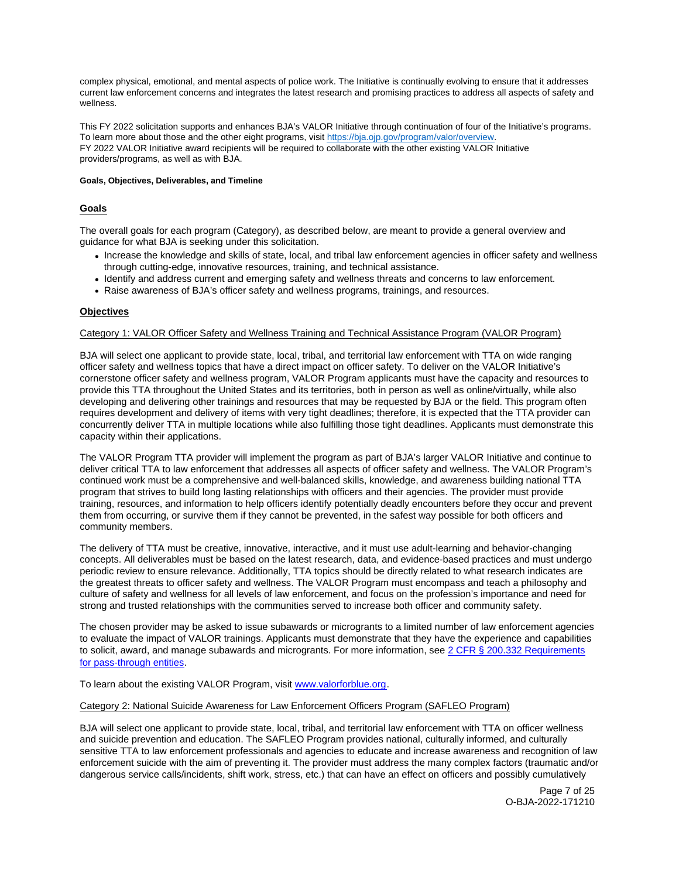complex physical, emotional, and mental aspects of police work. The Initiative is continually evolving to ensure that it addresses current law enforcement concerns and integrates the latest research and promising practices to address all aspects of safety and wellness.

This FY 2022 solicitation supports and enhances BJA's VALOR Initiative through continuation of four of the Initiative's programs. To learn more about those and the other eight programs, visit [https://bja.ojp.gov/program/valor/overview](https://bja.ojp.gov/program/valor/overview). FY 2022 VALOR Initiative award recipients will be required to collaborate with the other existing VALOR Initiative providers/programs, as well as with BJA.

#### Goals, Objectives, Deliverables, and Timeline

### Goals

The overall goals for each program (Category), as described below, are meant to provide a general overview and guidance for what BJA is seeking under this solicitation.

- Increase the knowledge and skills of state, local, and tribal law enforcement agencies in officer safety and wellness through cutting-edge, innovative resources, training, and technical assistance.
- Identify and address current and emerging safety and wellness threats and concerns to law enforcement.
- Raise awareness of BJA's officer safety and wellness programs, trainings, and resources.

### Objectives

Category 1: VALOR Officer Safety and Wellness Training and Technical Assistance Program (VALOR Program)

BJA will select one applicant to provide state, local, tribal, and territorial law enforcement with TTA on wide ranging officer safety and wellness topics that have a direct impact on officer safety. To deliver on the VALOR Initiative's cornerstone officer safety and wellness program, VALOR Program applicants must have the capacity and resources to provide this TTA throughout the United States and its territories, both in person as well as online/virtually, while also developing and delivering other trainings and resources that may be requested by BJA or the field. This program often requires development and delivery of items with very tight deadlines; therefore, it is expected that the TTA provider can concurrently deliver TTA in multiple locations while also fulfilling those tight deadlines. Applicants must demonstrate this capacity within their applications.

The VALOR Program TTA provider will implement the program as part of BJA's larger VALOR Initiative and continue to deliver critical TTA to law enforcement that addresses all aspects of officer safety and wellness. The VALOR Program's continued work must be a comprehensive and well-balanced skills, knowledge, and awareness building national TTA program that strives to build long lasting relationships with officers and their agencies. The provider must provide training, resources, and information to help officers identify potentially deadly encounters before they occur and prevent them from occurring, or survive them if they cannot be prevented, in the safest way possible for both officers and community members.

The delivery of TTA must be creative, innovative, interactive, and it must use adult-learning and behavior-changing concepts. All deliverables must be based on the latest research, data, and evidence-based practices and must undergo periodic review to ensure relevance. Additionally, TTA topics should be directly related to what research indicates are the greatest threats to officer safety and wellness. The VALOR Program must encompass and teach a philosophy and culture of safety and wellness for all levels of law enforcement, and focus on the profession's importance and need for strong and trusted relationships with the communities served to increase both officer and community safety.

The chosen provider may be asked to issue subawards or microgrants to a limited number of law enforcement agencies to evaluate the impact of VALOR trainings. Applicants must demonstrate that they have the experience and capabilities to solicit, award, and manage subawards and microgrants. For more information, see [2 CFR § 200.332 Requirements for pass-through entities](#).

To learn about the existing VALOR Program, visit [www.valorforblue.org](http://www.valorforblue.org).

Category 2: National Suicide Awareness for Law Enforcement Officers Program (SAFLEO Program)

BJA will select one applicant to provide state, local, tribal, and territorial law enforcement with TTA on officer wellness and suicide prevention and education. The SAFLEO Program provides national, culturally informed, and culturally sensitive TTA to law enforcement professionals and agencies to educate and increase awareness and recognition of law enforcement suicide with the aim of preventing it. The provider must address the many complex factors (traumatic and/or dangerous service calls/incidents, shift work, stress, etc.) that can have an effect on officers and possibly cumulatively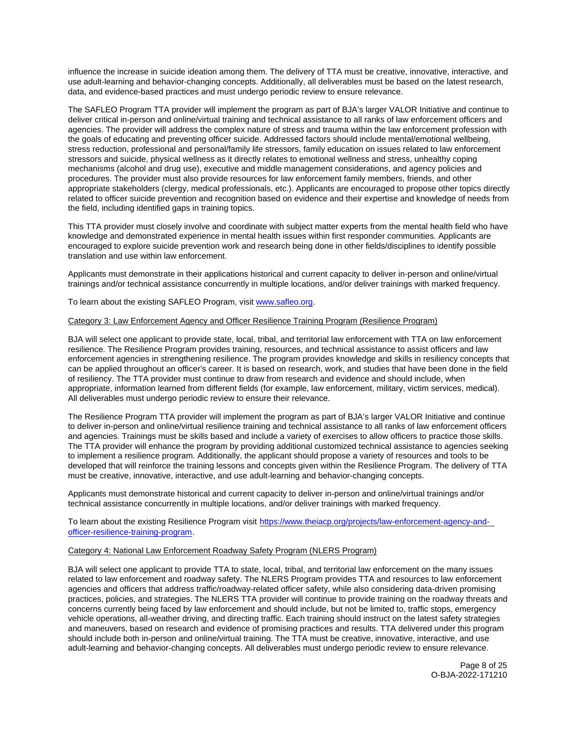influence the increase in suicide ideation among them. The delivery of TTA must be creative, innovative, interactive, and use adult-learning and behavior-changing concepts. Additionally, all deliverables must be based on the latest research, data, and evidence-based practices and must undergo periodic review to ensure relevance.

The SAFLEO Program TTA provider will implement the program as part of BJA's larger VALOR Initiative and continue to deliver critical in-person and online/virtual training and technical assistance to all ranks of law enforcement officers and agencies. The provider will address the complex nature of stress and trauma within the law enforcement profession with the goals of educating and preventing officer suicide. Addressed factors should include mental/emotional wellbeing, stress reduction, professional and personal/family life stressors, family education on issues related to law enforcement stressors and suicide, physical wellness as it directly relates to emotional wellness and stress, unhealthy coping mechanisms (alcohol and drug use), executive and middle management considerations, and agency policies and procedures. The provider must also provide resources for law enforcement family members, friends, and other appropriate stakeholders (clergy, medical professionals, etc.). Applicants are encouraged to propose other topics directly related to officer suicide prevention and recognition based on evidence and their expertise and knowledge of needs from the field, including identified gaps in training topics.

This TTA provider must closely involve and coordinate with subject matter experts from the mental health field who have knowledge and demonstrated experience in mental health issues within first responder communities. Applicants are encouraged to explore suicide prevention work and research being done in other fields/disciplines to identify possible translation and use within law enforcement.

Applicants must demonstrate in their applications historical and current capacity to deliver in-person and online/virtual trainings and/or technical assistance concurrently in multiple locations, and/or deliver trainings with marked frequency.

To learn about the existing SAFLEO Program, visit [www.safleo.org](www.safleo.org).

Category 3: Law Enforcement Agency and Officer Resilience Training Program (Resilience Program)

BJA will select one applicant to provide state, local, tribal, and territorial law enforcement with TTA on law enforcement resilience. The Resilience Program provides training, resources, and technical assistance to assist officers and law enforcement agencies in strengthening resilience. The program provides knowledge and skills in resiliency concepts that can be applied throughout an officer's career. It is based on research, work, and studies that have been done in the field of resiliency. The TTA provider must continue to draw from research and evidence and should include, when appropriate, information learned from different fields (for example, law enforcement, military, victim services, medical). All deliverables must undergo periodic review to ensure their relevance.

The Resilience Program TTA provider will implement the program as part of BJA's larger VALOR Initiative and continue to deliver in-person and online/virtual resilience training and technical assistance to all ranks of law enforcement officers and agencies. Trainings must be skills based and include a variety of exercises to allow officers to practice those skills. The TTA provider will enhance the program by providing additional customized technical assistance to agencies seeking to implement a resilience program. Additionally, the applicant should propose a variety of resources and tools to be developed that will reinforce the training lessons and concepts given within the Resilience Program. The delivery of TTA must be creative, innovative, interactive, and use adult-learning and behavior-changing concepts.

Applicants must demonstrate historical and current capacity to deliver in-person and online/virtual trainings and/or technical assistance concurrently in multiple locations, and/or deliver trainings with marked frequency.

To learn about the existing Resilience Program visit [https://www.theiacp.org/projects/law-enforcement-agency-and-officer-resilience-training-program](https://www.theiacp.org/projects/law-enforcement-agency-and-officer-resilience-training-program).

Category 4: National Law Enforcement Roadway Safety Program (NLERS Program)

BJA will select one applicant to provide TTA to state, local, tribal, and territorial law enforcement on the many issues related to law enforcement and roadway safety. The NLERS Program provides TTA and resources to law enforcement agencies and officers that address traffic/roadway-related officer safety, while also considering data-driven promising practices, policies, and strategies. The NLERS TTA provider will continue to provide training on the roadway threats and concerns currently being faced by law enforcement and should include, but not be limited to, traffic stops, emergency vehicle operations, all-weather driving, and directing traffic. Each training should instruct on the latest safety strategies and maneuvers, based on research and evidence of promising practices and results. TTA delivered under this program should include both in-person and online/virtual training. The TTA must be creative, innovative, interactive, and use adult-learning and behavior-changing concepts. All deliverables must undergo periodic review to ensure relevance.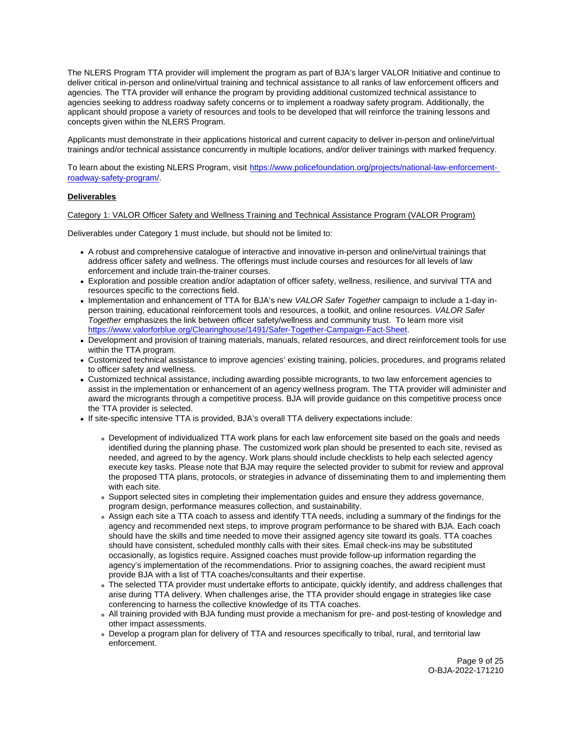The NLERS Program TTA provider will implement the program as part of BJA's larger VALOR Initiative and continue to deliver critical in-person and online/virtual training and technical assistance to all ranks of law enforcement officers and agencies. The TTA provider will enhance the program by providing additional customized technical assistance to agencies seeking to address roadway safety concerns or to implement a roadway safety program. Additionally, the applicant should propose a variety of resources and tools to be developed that will reinforce the training lessons and concepts given within the NLERS Program.

Applicants must demonstrate in their applications historical and current capacity to deliver in-person and online/virtual trainings and/or technical assistance concurrently in multiple locations, and/or deliver trainings with marked frequency.

To learn about the existing NLERS Program, visit [https://www.policefoundation.org/projects/national-law-enforcement-roadway-safety-program/](https://www.policefoundation.org/projects/national-law-enforcement-roadway-safety-program/).

**Deliverables**

Category 1: VALOR Officer Safety and Wellness Training and Technical Assistance Program (VALOR Program)

Deliverables under Category 1 must include, but should not be limited to:

- A robust and comprehensive catalogue of interactive and innovative in-person and online/virtual trainings that address officer safety and wellness. The offerings must include courses and resources for all levels of law enforcement and include train-the-trainer courses.
- Exploration and possible creation and/or adaptation of officer safety, wellness, resilience, and survival TTA and resources specific to the corrections field.
- Implementation and enhancement of TTA for BJA's new *VALOR Safer Together* campaign to include a 1-day in-person training, educational reinforcement tools and resources, a toolkit, and online resources. *VALOR Safer Together* emphasizes the link between officer safety/wellness and community trust. To learn more visit [https://www.valorforblue.org/Clearinghouse/1491/Safer-Together-Campaign-Fact-Sheet](https://www.valorforblue.org/Clearinghouse/1491/Safer-Together-Campaign-Fact-Sheet).
- Development and provision of training materials, manuals, related resources, and direct reinforcement tools for use within the TTA program.
- Customized technical assistance to improve agencies' existing training, policies, procedures, and programs related to officer safety and wellness.
- Customized technical assistance, including awarding possible microgrants, to two law enforcement agencies to assist in the implementation or enhancement of an agency wellness program. The TTA provider will administer and award the microgrants through a competitive process. BJA will provide guidance on this competitive process once the TTA provider is selected.
- If site-specific intensive TTA is provided, BJA's overall TTA delivery expectations include:
  - Development of individualized TTA work plans for each law enforcement site based on the goals and needs identified during the planning phase. The customized work plan should be presented to each site, revised as needed, and agreed to by the agency. Work plans should include checklists to help each selected agency execute key tasks. Please note that BJA may require the selected provider to submit for review and approval the proposed TTA plans, protocols, or strategies in advance of disseminating them to and implementing them with each site.
  - Support selected sites in completing their implementation guides and ensure they address governance, program design, performance measures collection, and sustainability.
  - Assign each site a TTA coach to assess and identify TTA needs, including a summary of the findings for the agency and recommended next steps, to improve program performance to be shared with BJA. Each coach should have the skills and time needed to move their assigned agency site toward its goals. TTA coaches should have consistent, scheduled monthly calls with their sites. Email check-ins may be substituted occasionally, as logistics require. Assigned coaches must provide follow-up information regarding the agency's implementation of the recommendations. Prior to assigning coaches, the award recipient must provide BJA with a list of TTA coaches/consultants and their expertise.
  - The selected TTA provider must undertake efforts to anticipate, quickly identify, and address challenges that arise during TTA delivery. When challenges arise, the TTA provider should engage in strategies like case conferencing to harness the collective knowledge of its TTA coaches.
  - All training provided with BJA funding must provide a mechanism for pre- and post-testing of knowledge and other impact assessments.
  - Develop a program plan for delivery of TTA and resources specifically to tribal, rural, and territorial law enforcement.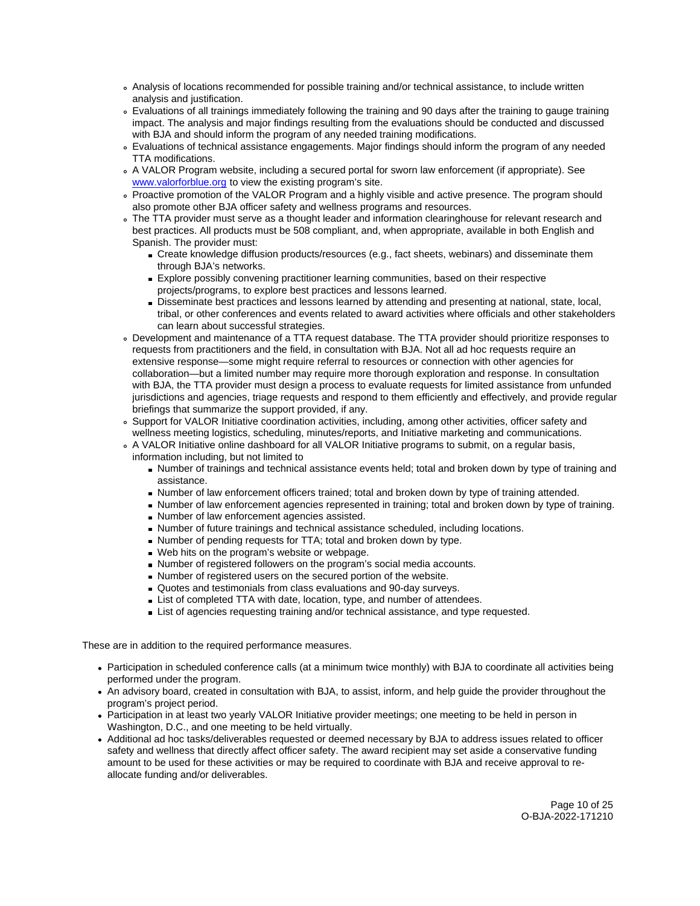- Analysis of locations recommended for possible training and/or technical assistance, to include written analysis and justification.
  - Evaluations of all trainings immediately following the training and 90 days after the training to gauge training impact. The analysis and major findings resulting from the evaluations should be conducted and discussed with BJA and should inform the program of any needed training modifications.
  - Evaluations of technical assistance engagements. Major findings should inform the program of any needed TTA modifications.
  - A VALOR Program website, including a secured portal for sworn law enforcement (if appropriate). See [www.valorforblue.org](www.valorforblue.org) to view the existing program's site.
  - Proactive promotion of the VALOR Program and a highly visible and active presence. The program should also promote other BJA officer safety and wellness programs and resources.
  - The TTA provider must serve as a thought leader and information clearinghouse for relevant research and best practices. All products must be 508 compliant, and, when appropriate, available in both English and Spanish. The provider must:
    - Create knowledge diffusion products/resources (e.g., fact sheets, webinars) and disseminate them through BJA's networks.
    - Explore possibly convening practitioner learning communities, based on their respective projects/programs, to explore best practices and lessons learned.
    - Disseminate best practices and lessons learned by attending and presenting at national, state, local, tribal, or other conferences and events related to award activities where officials and other stakeholders can learn about successful strategies.
  - Development and maintenance of a TTA request database. The TTA provider should prioritize responses to requests from practitioners and the field, in consultation with BJA. Not all ad hoc requests require an extensive response—some might require referral to resources or connection with other agencies for collaboration—but a limited number may require more thorough exploration and response. In consultation with BJA, the TTA provider must design a process to evaluate requests for limited assistance from unfunded jurisdictions and agencies, triage requests and respond to them efficiently and effectively, and provide regular briefings that summarize the support provided, if any.
  - Support for VALOR Initiative coordination activities, including, among other activities, officer safety and wellness meeting logistics, scheduling, minutes/reports, and Initiative marketing and communications.
  - A VALOR Initiative online dashboard for all VALOR Initiative programs to submit, on a regular basis, information including, but not limited to
    - Number of trainings and technical assistance events held; total and broken down by type of training and assistance.
    - Number of law enforcement officers trained; total and broken down by type of training attended.
    - Number of law enforcement agencies represented in training; total and broken down by type of training.
    - Number of law enforcement agencies assisted.
    - Number of future trainings and technical assistance scheduled, including locations.
    - Number of pending requests for TTA; total and broken down by type.
    - Web hits on the program's website or webpage.
    - Number of registered followers on the program's social media accounts.
    - Number of registered users on the secured portion of the website.
    - Quotes and testimonials from class evaluations and 90-day surveys.
    - List of completed TTA with date, location, type, and number of attendees.
    - List of agencies requesting training and/or technical assistance, and type requested.

These are in addition to the required performance measures.

- Participation in scheduled conference calls (at a minimum twice monthly) with BJA to coordinate all activities being performed under the program.
- An advisory board, created in consultation with BJA, to assist, inform, and help guide the provider throughout the program's project period.
- Participation in at least two yearly VALOR Initiative provider meetings; one meeting to be held in person in Washington, D.C., and one meeting to be held virtually.
- Additional ad hoc tasks/deliverables requested or deemed necessary by BJA to address issues related to officer safety and wellness that directly affect officer safety. The award recipient may set aside a conservative funding amount to be used for these activities or may be required to coordinate with BJA and receive approval to re-allocate funding and/or deliverables.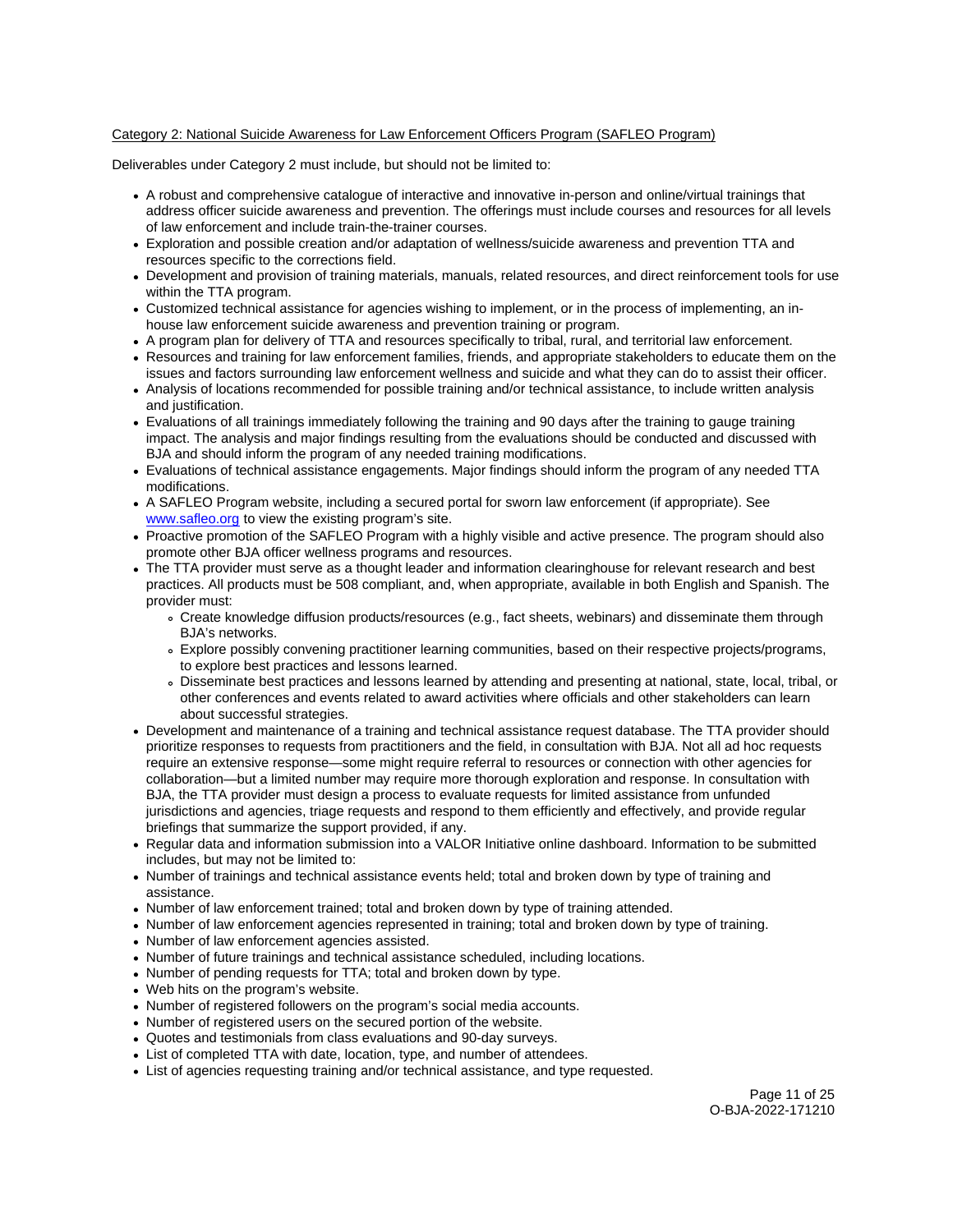Category 2: National Suicide Awareness for Law Enforcement Officers Program (SAFLEO Program)

Deliverables under Category 2 must include, but should not be limited to:

- A robust and comprehensive catalogue of interactive and innovative in-person and online/virtual trainings that address officer suicide awareness and prevention. The offerings must include courses and resources for all levels of law enforcement and include train-the-trainer courses.
- Exploration and possible creation and/or adaptation of wellness/suicide awareness and prevention TTA and resources specific to the corrections field.
- Development and provision of training materials, manuals, related resources, and direct reinforcement tools for use within the TTA program.
- Customized technical assistance for agencies wishing to implement, or in the process of implementing, an in-house law enforcement suicide awareness and prevention training or program.
- A program plan for delivery of TTA and resources specifically to tribal, rural, and territorial law enforcement.
- Resources and training for law enforcement families, friends, and appropriate stakeholders to educate them on the issues and factors surrounding law enforcement wellness and suicide and what they can do to assist their officer.
- Analysis of locations recommended for possible training and/or technical assistance, to include written analysis and justification.
- Evaluations of all trainings immediately following the training and 90 days after the training to gauge training impact. The analysis and major findings resulting from the evaluations should be conducted and discussed with BJA and should inform the program of any needed training modifications.
- Evaluations of technical assistance engagements. Major findings should inform the program of any needed TTA modifications.
- A SAFLEO Program website, including a secured portal for sworn law enforcement (if appropriate). See www.safleo.org to view the existing program's site.
- Proactive promotion of the SAFLEO Program with a highly visible and active presence. The program should also promote other BJA officer wellness programs and resources.
- The TTA provider must serve as a thought leader and information clearinghouse for relevant research and best practices. All products must be 508 compliant, and, when appropriate, available in both English and Spanish. The provider must:
  - Create knowledge diffusion products/resources (e.g., fact sheets, webinars) and disseminate them through BJA's networks.
  - Explore possibly convening practitioner learning communities, based on their respective projects/programs, to explore best practices and lessons learned.
  - Disseminate best practices and lessons learned by attending and presenting at national, state, local, tribal, or other conferences and events related to award activities where officials and other stakeholders can learn about successful strategies.
- Development and maintenance of a training and technical assistance request database. The TTA provider should prioritize responses to requests from practitioners and the field, in consultation with BJA. Not all ad hoc requests require an extensive response—some might require referral to resources or connection with other agencies for collaboration—but a limited number may require more thorough exploration and response. In consultation with BJA, the TTA provider must design a process to evaluate requests for limited assistance from unfunded jurisdictions and agencies, triage requests and respond to them efficiently and effectively, and provide regular briefings that summarize the support provided, if any.
- Regular data and information submission into a VALOR Initiative online dashboard. Information to be submitted includes, but may not be limited to:
- Number of trainings and technical assistance events held; total and broken down by type of training and assistance.
- Number of law enforcement trained; total and broken down by type of training attended.
- Number of law enforcement agencies represented in training; total and broken down by type of training.
- Number of law enforcement agencies assisted.
- Number of future trainings and technical assistance scheduled, including locations.
- Number of pending requests for TTA; total and broken down by type.
- Web hits on the program's website.
- Number of registered followers on the program's social media accounts.
- Number of registered users on the secured portion of the website.
- Quotes and testimonials from class evaluations and 90-day surveys.
- List of completed TTA with date, location, type, and number of attendees.
- List of agencies requesting training and/or technical assistance, and type requested.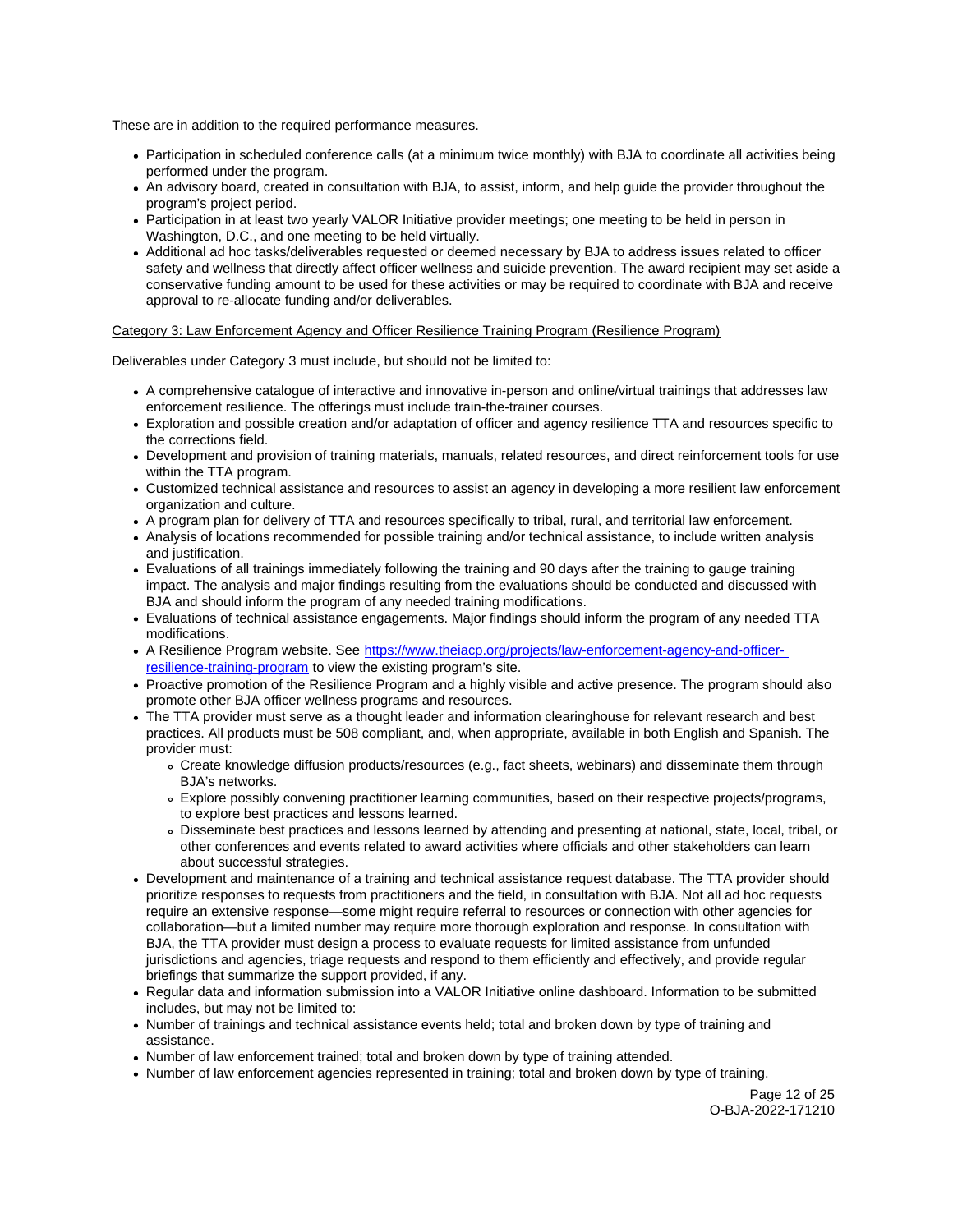These are in addition to the required performance measures.

- Participation in scheduled conference calls (at a minimum twice monthly) with BJA to coordinate all activities being performed under the program.
- An advisory board, created in consultation with BJA, to assist, inform, and help guide the provider throughout the program's project period.
- Participation in at least two yearly VALOR Initiative provider meetings; one meeting to be held in person in Washington, D.C., and one meeting to be held virtually.
- Additional ad hoc tasks/deliverables requested or deemed necessary by BJA to address issues related to officer safety and wellness that directly affect officer wellness and suicide prevention. The award recipient may set aside a conservative funding amount to be used for these activities or may be required to coordinate with BJA and receive approval to re-allocate funding and/or deliverables.

Category 3: Law Enforcement Agency and Officer Resilience Training Program (Resilience Program)

Deliverables under Category 3 must include, but should not be limited to:

- A comprehensive catalogue of interactive and innovative in-person and online/virtual trainings that addresses law enforcement resilience. The offerings must include train-the-trainer courses.
- Exploration and possible creation and/or adaptation of officer and agency resilience TTA and resources specific to the corrections field.
- Development and provision of training materials, manuals, related resources, and direct reinforcement tools for use within the TTA program.
- Customized technical assistance and resources to assist an agency in developing a more resilient law enforcement organization and culture.
- A program plan for delivery of TTA and resources specifically to tribal, rural, and territorial law enforcement.
- Analysis of locations recommended for possible training and/or technical assistance, to include written analysis and justification.
- Evaluations of all trainings immediately following the training and 90 days after the training to gauge training impact. The analysis and major findings resulting from the evaluations should be conducted and discussed with BJA and should inform the program of any needed training modifications.
- Evaluations of technical assistance engagements. Major findings should inform the program of any needed TTA modifications.
- A Resilience Program website. See [https://www.theiacp.org/projects/law-enforcement-agency-and-officer-resilience-training-program](https://www.theiacp.org/projects/law-enforcement-agency-and-officer-resilience-training-program) to view the existing program's site.
- Proactive promotion of the Resilience Program and a highly visible and active presence. The program should also promote other BJA officer wellness programs and resources.
- The TTA provider must serve as a thought leader and information clearinghouse for relevant research and best practices. All products must be 508 compliant, and, when appropriate, available in both English and Spanish. The provider must:
    - Create knowledge diffusion products/resources (e.g., fact sheets, webinars) and disseminate them through BJA's networks.
    - Explore possibly convening practitioner learning communities, based on their respective projects/programs, to explore best practices and lessons learned.
    - Disseminate best practices and lessons learned by attending and presenting at national, state, local, tribal, or other conferences and events related to award activities where officials and other stakeholders can learn about successful strategies.
- Development and maintenance of a training and technical assistance request database. The TTA provider should prioritize responses to requests from practitioners and the field, in consultation with BJA. Not all ad hoc requests require an extensive response—some might require referral to resources or connection with other agencies for collaboration—but a limited number may require more thorough exploration and response. In consultation with BJA, the TTA provider must design a process to evaluate requests for limited assistance from unfunded jurisdictions and agencies, triage requests and respond to them efficiently and effectively, and provide regular briefings that summarize the support provided, if any.
- Regular data and information submission into a VALOR Initiative online dashboard. Information to be submitted includes, but may not be limited to:
- Number of trainings and technical assistance events held; total and broken down by type of training and assistance.
- Number of law enforcement trained; total and broken down by type of training attended.
- Number of law enforcement agencies represented in training; total and broken down by type of training.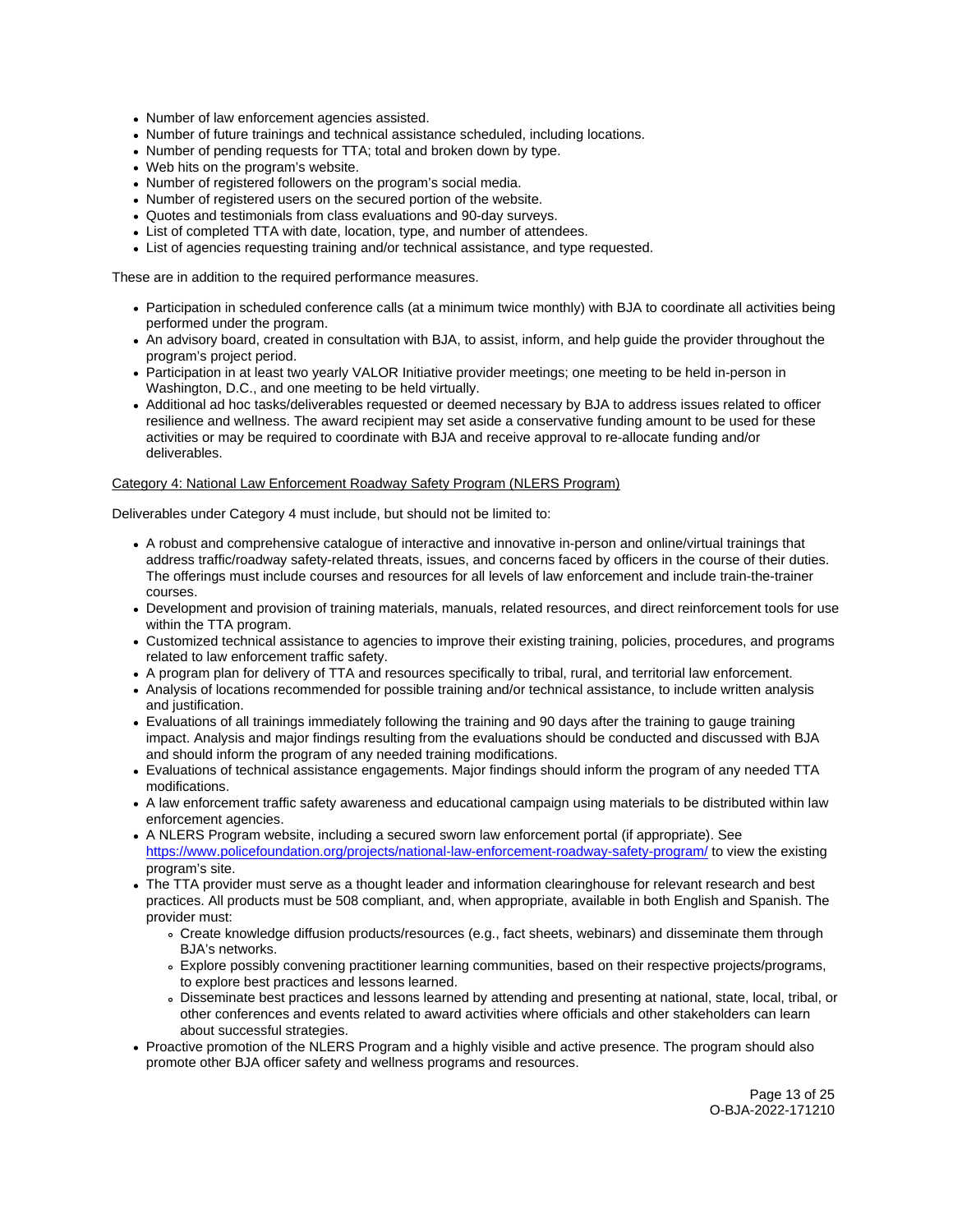- Number of law enforcement agencies assisted.
- Number of future trainings and technical assistance scheduled, including locations.
- Number of pending requests for TTA; total and broken down by type.
- Web hits on the program's website.
- Number of registered followers on the program's social media.
- Number of registered users on the secured portion of the website.
- Quotes and testimonials from class evaluations and 90-day surveys.
- List of completed TTA with date, location, type, and number of attendees.
- List of agencies requesting training and/or technical assistance, and type requested.

These are in addition to the required performance measures.

- Participation in scheduled conference calls (at a minimum twice monthly) with BJA to coordinate all activities being performed under the program.
- An advisory board, created in consultation with BJA, to assist, inform, and help guide the provider throughout the program's project period.
- Participation in at least two yearly VALOR Initiative provider meetings; one meeting to be held in-person in Washington, D.C., and one meeting to be held virtually.
- Additional ad hoc tasks/deliverables requested or deemed necessary by BJA to address issues related to officer resilience and wellness. The award recipient may set aside a conservative funding amount to be used for these activities or may be required to coordinate with BJA and receive approval to re-allocate funding and/or deliverables.

Category 4: National Law Enforcement Roadway Safety Program (NLERS Program)

Deliverables under Category 4 must include, but should not be limited to:

- A robust and comprehensive catalogue of interactive and innovative in-person and online/virtual trainings that address traffic/roadway safety-related threats, issues, and concerns faced by officers in the course of their duties. The offerings must include courses and resources for all levels of law enforcement and include train-the-trainer courses.
- Development and provision of training materials, manuals, related resources, and direct reinforcement tools for use within the TTA program.
- Customized technical assistance to agencies to improve their existing training, policies, procedures, and programs related to law enforcement traffic safety.
- A program plan for delivery of TTA and resources specifically to tribal, rural, and territorial law enforcement.
- Analysis of locations recommended for possible training and/or technical assistance, to include written analysis and justification.
- Evaluations of all trainings immediately following the training and 90 days after the training to gauge training impact. Analysis and major findings resulting from the evaluations should be conducted and discussed with BJA and should inform the program of any needed training modifications.
- Evaluations of technical assistance engagements. Major findings should inform the program of any needed TTA modifications.
- A law enforcement traffic safety awareness and educational campaign using materials to be distributed within law enforcement agencies.
- A NLERS Program website, including a secured sworn law enforcement portal (if appropriate). See https://www.policefoundation.org/projects/national-law-enforcement-roadway-safety-program/ to view the existing program's site.
- The TTA provider must serve as a thought leader and information clearinghouse for relevant research and best practices. All products must be 508 compliant, and, when appropriate, available in both English and Spanish. The provider must:
  - Create knowledge diffusion products/resources (e.g., fact sheets, webinars) and disseminate them through BJA's networks.
  - Explore possibly convening practitioner learning communities, based on their respective projects/programs, to explore best practices and lessons learned.
  - Disseminate best practices and lessons learned by attending and presenting at national, state, local, tribal, or other conferences and events related to award activities where officials and other stakeholders can learn about successful strategies.
- Proactive promotion of the NLERS Program and a highly visible and active presence. The program should also promote other BJA officer safety and wellness programs and resources.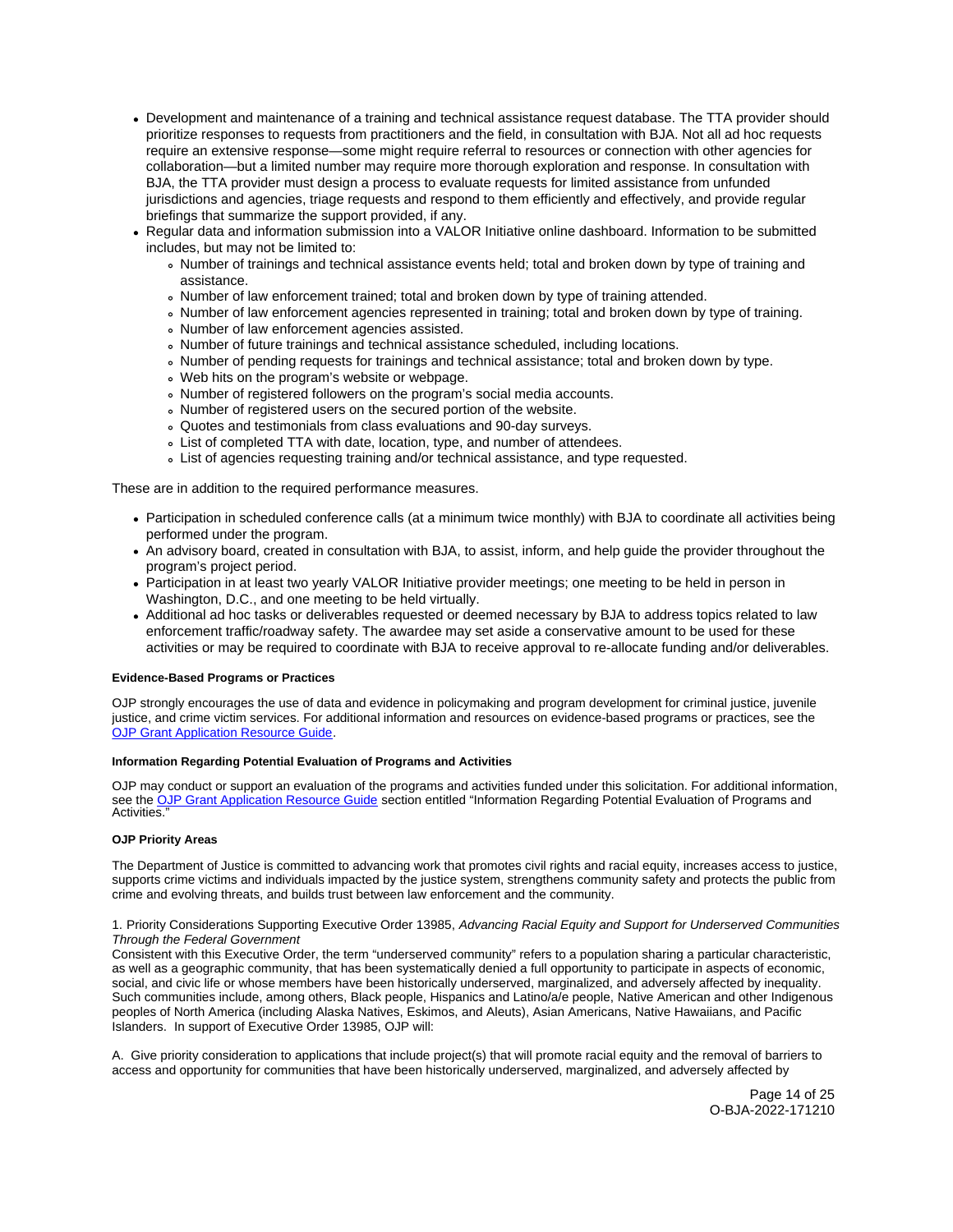- Development and maintenance of a training and technical assistance request database. The TTA provider should prioritize responses to requests from practitioners and the field, in consultation with BJA. Not all ad hoc requests require an extensive response—some might require referral to resources or connection with other agencies for collaboration—but a limited number may require more thorough exploration and response. In consultation with BJA, the TTA provider must design a process to evaluate requests for limited assistance from unfunded jurisdictions and agencies, triage requests and respond to them efficiently and effectively, and provide regular briefings that summarize the support provided, if any.
- Regular data and information submission into a VALOR Initiative online dashboard. Information to be submitted includes, but may not be limited to:
  - Number of trainings and technical assistance events held; total and broken down by type of training and assistance.
  - Number of law enforcement trained; total and broken down by type of training attended.
  - Number of law enforcement agencies represented in training; total and broken down by type of training.
  - Number of law enforcement agencies assisted.
  - Number of future trainings and technical assistance scheduled, including locations.
  - Number of pending requests for trainings and technical assistance; total and broken down by type.
  - Web hits on the program's website or webpage.
  - Number of registered followers on the program's social media accounts.
  - Number of registered users on the secured portion of the website.
  - Quotes and testimonials from class evaluations and 90-day surveys.
  - List of completed TTA with date, location, type, and number of attendees.
  - List of agencies requesting training and/or technical assistance, and type requested.

These are in addition to the required performance measures.

- Participation in scheduled conference calls (at a minimum twice monthly) with BJA to coordinate all activities being performed under the program.
- An advisory board, created in consultation with BJA, to assist, inform, and help guide the provider throughout the program's project period.
- Participation in at least two yearly VALOR Initiative provider meetings; one meeting to be held in person in Washington, D.C., and one meeting to be held virtually.
- Additional ad hoc tasks or deliverables requested or deemed necessary by BJA to address topics related to law enforcement traffic/roadway safety. The awardee may set aside a conservative amount to be used for these activities or may be required to coordinate with BJA to receive approval to re-allocate funding and/or deliverables.

#### Evidence-Based Programs or Practices

OJP strongly encourages the use of data and evidence in policymaking and program development for criminal justice, juvenile justice, and crime victim services. For additional information and resources on evidence-based programs or practices, see the [OJP Grant Application Resource Guide](OJP Grant Application Resource Guide).

#### Information Regarding Potential Evaluation of Programs and Activities

OJP may conduct or support an evaluation of the programs and activities funded under this solicitation. For additional information, see the [OJP Grant Application Resource Guide](OJP Grant Application Resource Guide) section entitled "Information Regarding Potential Evaluation of Programs and Activities."

#### OJP Priority Areas

The Department of Justice is committed to advancing work that promotes civil rights and racial equity, increases access to justice, supports crime victims and individuals impacted by the justice system, strengthens community safety and protects the public from crime and evolving threats, and builds trust between law enforcement and the community.

1. Priority Considerations Supporting Executive Order 13985, *Advancing Racial Equity and Support for Underserved Communities Through the Federal Government*
Consistent with this Executive Order, the term "underserved community" refers to a population sharing a particular characteristic, as well as a geographic community, that has been systematically denied a full opportunity to participate in aspects of economic, social, and civic life or whose members have been historically underserved, marginalized, and adversely affected by inequality. Such communities include, among others, Black people, Hispanics and Latino/a/e people, Native American and other Indigenous peoples of North America (including Alaska Natives, Eskimos, and Aleuts), Asian Americans, Native Hawaiians, and Pacific Islanders. In support of Executive Order 13985, OJP will:

A. Give priority consideration to applications that include project(s) that will promote racial equity and the removal of barriers to access and opportunity for communities that have been historically underserved, marginalized, and adversely affected by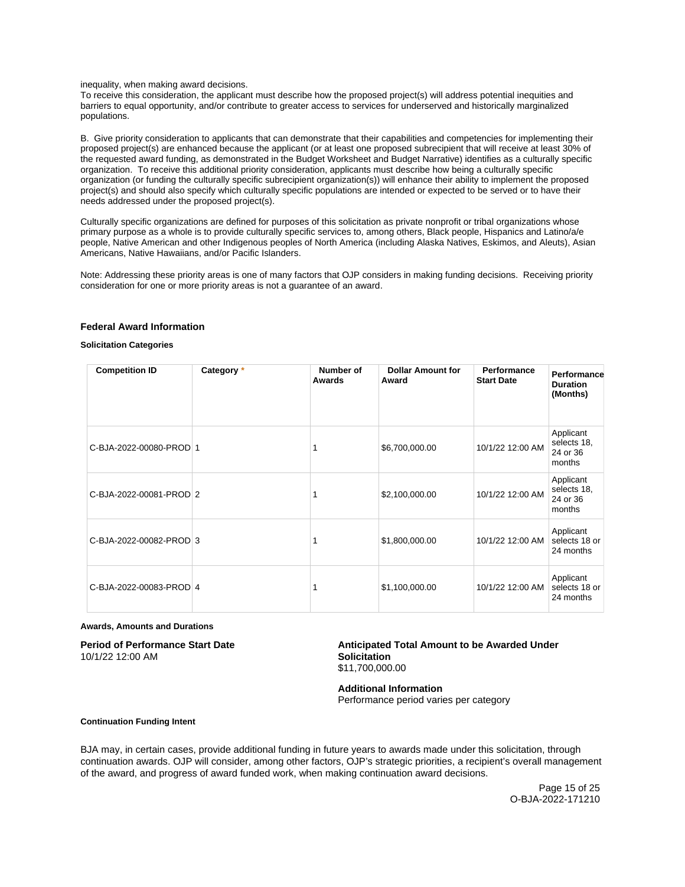inequality, when making award decisions.
To receive this consideration, the applicant must describe how the proposed project(s) will address potential inequities and barriers to equal opportunity, and/or contribute to greater access to services for underserved and historically marginalized populations.

B. Give priority consideration to applicants that can demonstrate that their capabilities and competencies for implementing their proposed project(s) are enhanced because the applicant (or at least one proposed subrecipient that will receive at least 30% of the requested award funding, as demonstrated in the Budget Worksheet and Budget Narrative) identifies as a culturally specific organization. To receive this additional priority consideration, applicants must describe how being a culturally specific organization (or funding the culturally specific subrecipient organization(s)) will enhance their ability to implement the proposed project(s) and should also specify which culturally specific populations are intended or expected to be served or to have their needs addressed under the proposed project(s).

Culturally specific organizations are defined for purposes of this solicitation as private nonprofit or tribal organizations whose primary purpose as a whole is to provide culturally specific services to, among others, Black people, Hispanics and Latino/a/e people, Native American and other Indigenous peoples of North America (including Alaska Natives, Eskimos, and Aleuts), Asian Americans, Native Hawaiians, and/or Pacific Islanders.

Note: Addressing these priority areas is one of many factors that OJP considers in making funding decisions. Receiving priority consideration for one or more priority areas is not a guarantee of an award.

### Federal Award Information

#### Solicitation Categories

| Competition ID | Category * | Number of Awards | Dollar Amount for Award | Performance Start Date | Performance Duration (Months) |
|---|---|---|---|---|---|
| C-BJA-2022-00080-PROD | 1 | 1 | $6,700,000.00 | 10/1/22 12:00 AM | Applicant selects 18, 24 or 36 months |
| C-BJA-2022-00081-PROD | 2 | 1 | $2,100,000.00 | 10/1/22 12:00 AM | Applicant selects 18, 24 or 36 months |
| C-BJA-2022-00082-PROD | 3 | 1 | $1,800,000.00 | 10/1/22 12:00 AM | Applicant selects 18 or 24 months |
| C-BJA-2022-00083-PROD | 4 | 1 | $1,100,000.00 | 10/1/22 12:00 AM | Applicant selects 18 or 24 months |

#### Awards, Amounts and Durations

**Period of Performance Start Date**
10/1/22 12:00 AM

**Anticipated Total Amount to be Awarded Under Solicitation**
$11,700,000.00

**Additional Information**
Performance period varies per category

#### Continuation Funding Intent

BJA may, in certain cases, provide additional funding in future years to awards made under this solicitation, through continuation awards. OJP will consider, among other factors, OJP's strategic priorities, a recipient's overall management of the award, and progress of award funded work, when making continuation award decisions.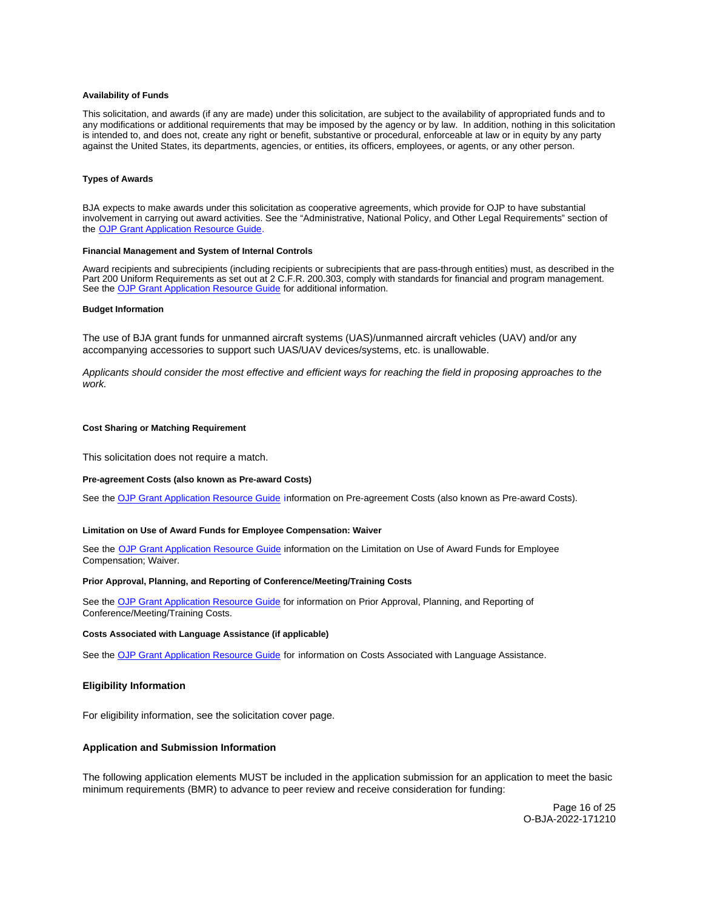#### Availability of Funds

This solicitation, and awards (if any are made) under this solicitation, are subject to the availability of appropriated funds and to any modifications or additional requirements that may be imposed by the agency or by law. In addition, nothing in this solicitation is intended to, and does not, create any right or benefit, substantive or procedural, enforceable at law or in equity by any party against the United States, its departments, agencies, or entities, its officers, employees, or agents, or any other person.

#### Types of Awards

BJA expects to make awards under this solicitation as cooperative agreements, which provide for OJP to have substantial involvement in carrying out award activities. See the "Administrative, National Policy, and Other Legal Requirements" section of the OJP Grant Application Resource Guide.

#### Financial Management and System of Internal Controls

Award recipients and subrecipients (including recipients or subrecipients that are pass-through entities) must, as described in the Part 200 Uniform Requirements as set out at 2 C.F.R. 200.303, comply with standards for financial and program management. See the OJP Grant Application Resource Guide for additional information.

#### Budget Information

The use of BJA grant funds for unmanned aircraft systems (UAS)/unmanned aircraft vehicles (UAV) and/or any accompanying accessories to support such UAS/UAV devices/systems, etc. is unallowable.

*Applicants should consider the most effective and efficient ways for reaching the field in proposing approaches to the work.*

#### Cost Sharing or Matching Requirement

This solicitation does not require a match.

#### Pre-agreement Costs (also known as Pre-award Costs)

See the OJP Grant Application Resource Guide information on Pre-agreement Costs (also known as Pre-award Costs).

#### Limitation on Use of Award Funds for Employee Compensation: Waiver

See the OJP Grant Application Resource Guide information on the Limitation on Use of Award Funds for Employee Compensation; Waiver.

#### Prior Approval, Planning, and Reporting of Conference/Meeting/Training Costs

See the OJP Grant Application Resource Guide for information on Prior Approval, Planning, and Reporting of Conference/Meeting/Training Costs.

#### Costs Associated with Language Assistance (if applicable)

See the OJP Grant Application Resource Guide for information on Costs Associated with Language Assistance.

### Eligibility Information

For eligibility information, see the solicitation cover page.

### Application and Submission Information

The following application elements MUST be included in the application submission for an application to meet the basic minimum requirements (BMR) to advance to peer review and receive consideration for funding: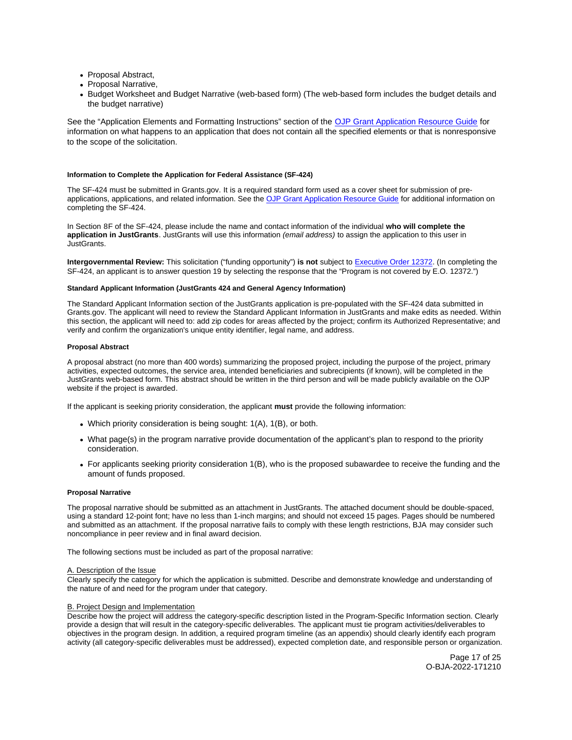- Proposal Abstract,
- Proposal Narrative,
- Budget Worksheet and Budget Narrative (web-based form) (The web-based form includes the budget details and the budget narrative)

See the "Application Elements and Formatting Instructions" section of the [OJP Grant Application Resource Guide](https://www.ojp.gov/funding/apply/ojp-grant-application-resource-guide) for information on what happens to an application that does not contain all the specified elements or that is nonresponsive to the scope of the solicitation.

#### Information to Complete the Application for Federal Assistance (SF-424)

The SF-424 must be submitted in Grants.gov. It is a required standard form used as a cover sheet for submission of pre-applications, applications, and related information. See the [OJP Grant Application Resource Guide](https://www.ojp.gov/funding/apply/ojp-grant-application-resource-guide) for additional information on completing the SF-424.

In Section 8F of the SF-424, please include the name and contact information of the individual **who will complete the application in JustGrants**. JustGrants will use this information *(email address)* to assign the application to this user in JustGrants.

**Intergovernmental Review:** This solicitation ("funding opportunity") **is not** subject to [Executive Order 12372](https://www.archives.gov/federal-register/codification/executive-order/12372.html). (In completing the SF-424, an applicant is to answer question 19 by selecting the response that the "Program is not covered by E.O. 12372.")

#### Standard Applicant Information (JustGrants 424 and General Agency Information)

The Standard Applicant Information section of the JustGrants application is pre-populated with the SF-424 data submitted in Grants.gov. The applicant will need to review the Standard Applicant Information in JustGrants and make edits as needed. Within this section, the applicant will need to: add zip codes for areas affected by the project; confirm its Authorized Representative; and verify and confirm the organization's unique entity identifier, legal name, and address.

#### Proposal Abstract

A proposal abstract (no more than 400 words) summarizing the proposed project, including the purpose of the project, primary activities, expected outcomes, the service area, intended beneficiaries and subrecipients (if known), will be completed in the JustGrants web-based form. This abstract should be written in the third person and will be made publicly available on the OJP website if the project is awarded.

If the applicant is seeking priority consideration, the applicant **must** provide the following information:

- Which priority consideration is being sought: 1(A), 1(B), or both.
- What page(s) in the program narrative provide documentation of the applicant's plan to respond to the priority consideration.
- For applicants seeking priority consideration 1(B), who is the proposed subawardee to receive the funding and the amount of funds proposed.

#### Proposal Narrative

The proposal narrative should be submitted as an attachment in JustGrants. The attached document should be double-spaced, using a standard 12-point font; have no less than 1-inch margins; and should not exceed 15 pages. Pages should be numbered and submitted as an attachment. If the proposal narrative fails to comply with these length restrictions, BJA may consider such noncompliance in peer review and in final award decision.

The following sections must be included as part of the proposal narrative:

A. Description of the Issue
Clearly specify the category for which the application is submitted. Describe and demonstrate knowledge and understanding of the nature of and need for the program under that category.

B. Project Design and Implementation
Describe how the project will address the category-specific description listed in the Program-Specific Information section. Clearly provide a design that will result in the category-specific deliverables. The applicant must tie program activities/deliverables to objectives in the program design. In addition, a required program timeline (as an appendix) should clearly identify each program activity (all category-specific deliverables must be addressed), expected completion date, and responsible person or organization.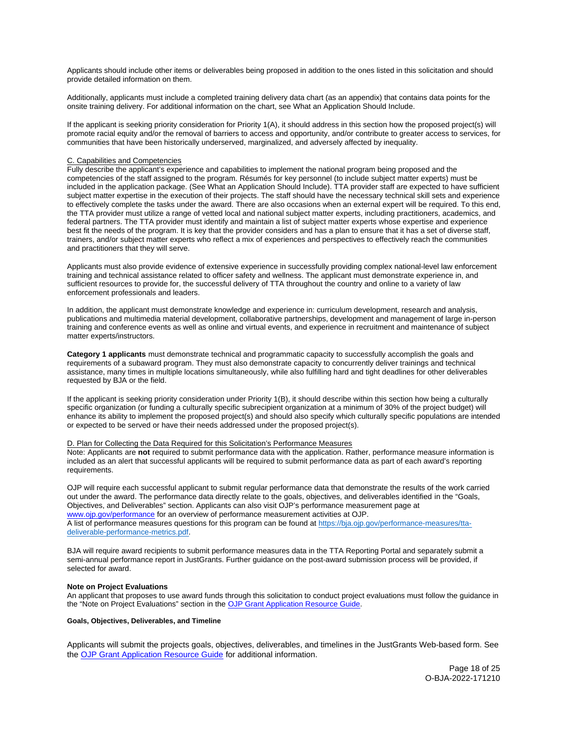Applicants should include other items or deliverables being proposed in addition to the ones listed in this solicitation and should provide detailed information on them.

Additionally, applicants must include a completed training delivery data chart (as an appendix) that contains data points for the onsite training delivery. For additional information on the chart, see What an Application Should Include.

If the applicant is seeking priority consideration for Priority 1(A), it should address in this section how the proposed project(s) will promote racial equity and/or the removal of barriers to access and opportunity, and/or contribute to greater access to services, for communities that have been historically underserved, marginalized, and adversely affected by inequality.

C. Capabilities and Competencies

Fully describe the applicant's experience and capabilities to implement the national program being proposed and the competencies of the staff assigned to the program. Résumés for key personnel (to include subject matter experts) must be included in the application package. (See What an Application Should Include). TTA provider staff are expected to have sufficient subject matter expertise in the execution of their projects. The staff should have the necessary technical skill sets and experience to effectively complete the tasks under the award. There are also occasions when an external expert will be required. To this end, the TTA provider must utilize a range of vetted local and national subject matter experts, including practitioners, academics, and federal partners. The TTA provider must identify and maintain a list of subject matter experts whose expertise and experience best fit the needs of the program. It is key that the provider considers and has a plan to ensure that it has a set of diverse staff, trainers, and/or subject matter experts who reflect a mix of experiences and perspectives to effectively reach the communities and practitioners that they will serve.

Applicants must also provide evidence of extensive experience in successfully providing complex national-level law enforcement training and technical assistance related to officer safety and wellness. The applicant must demonstrate experience in, and sufficient resources to provide for, the successful delivery of TTA throughout the country and online to a variety of law enforcement professionals and leaders.

In addition, the applicant must demonstrate knowledge and experience in: curriculum development, research and analysis, publications and multimedia material development, collaborative partnerships, development and management of large in-person training and conference events as well as online and virtual events, and experience in recruitment and maintenance of subject matter experts/instructors.

**Category 1 applicants** must demonstrate technical and programmatic capacity to successfully accomplish the goals and requirements of a subaward program. They must also demonstrate capacity to concurrently deliver trainings and technical assistance, many times in multiple locations simultaneously, while also fulfilling hard and tight deadlines for other deliverables requested by BJA or the field.

If the applicant is seeking priority consideration under Priority 1(B), it should describe within this section how being a culturally specific organization (or funding a culturally specific subrecipient organization at a minimum of 30% of the project budget) will enhance its ability to implement the proposed project(s) and should also specify which culturally specific populations are intended or expected to be served or have their needs addressed under the proposed project(s).

D. Plan for Collecting the Data Required for this Solicitation's Performance Measures

Note: Applicants are **not** required to submit performance data with the application. Rather, performance measure information is included as an alert that successful applicants will be required to submit performance data as part of each award's reporting requirements.

OJP will require each successful applicant to submit regular performance data that demonstrate the results of the work carried out under the award. The performance data directly relate to the goals, objectives, and deliverables identified in the "Goals, Objectives, and Deliverables" section. Applicants can also visit OJP's performance measurement page at www.ojp.gov/performance for an overview of performance measurement activities at OJP.
A list of performance measures questions for this program can be found at https://bja.ojp.gov/performance-measures/tta-deliverable-performance-metrics.pdf.

BJA will require award recipients to submit performance measures data in the TTA Reporting Portal and separately submit a semi-annual performance report in JustGrants. Further guidance on the post-award submission process will be provided, if selected for award.

**Note on Project Evaluations**

An applicant that proposes to use award funds through this solicitation to conduct project evaluations must follow the guidance in the "Note on Project Evaluations" section in the OJP Grant Application Resource Guide.

**Goals, Objectives, Deliverables, and Timeline**

Applicants will submit the projects goals, objectives, deliverables, and timelines in the JustGrants Web-based form. See the OJP Grant Application Resource Guide for additional information.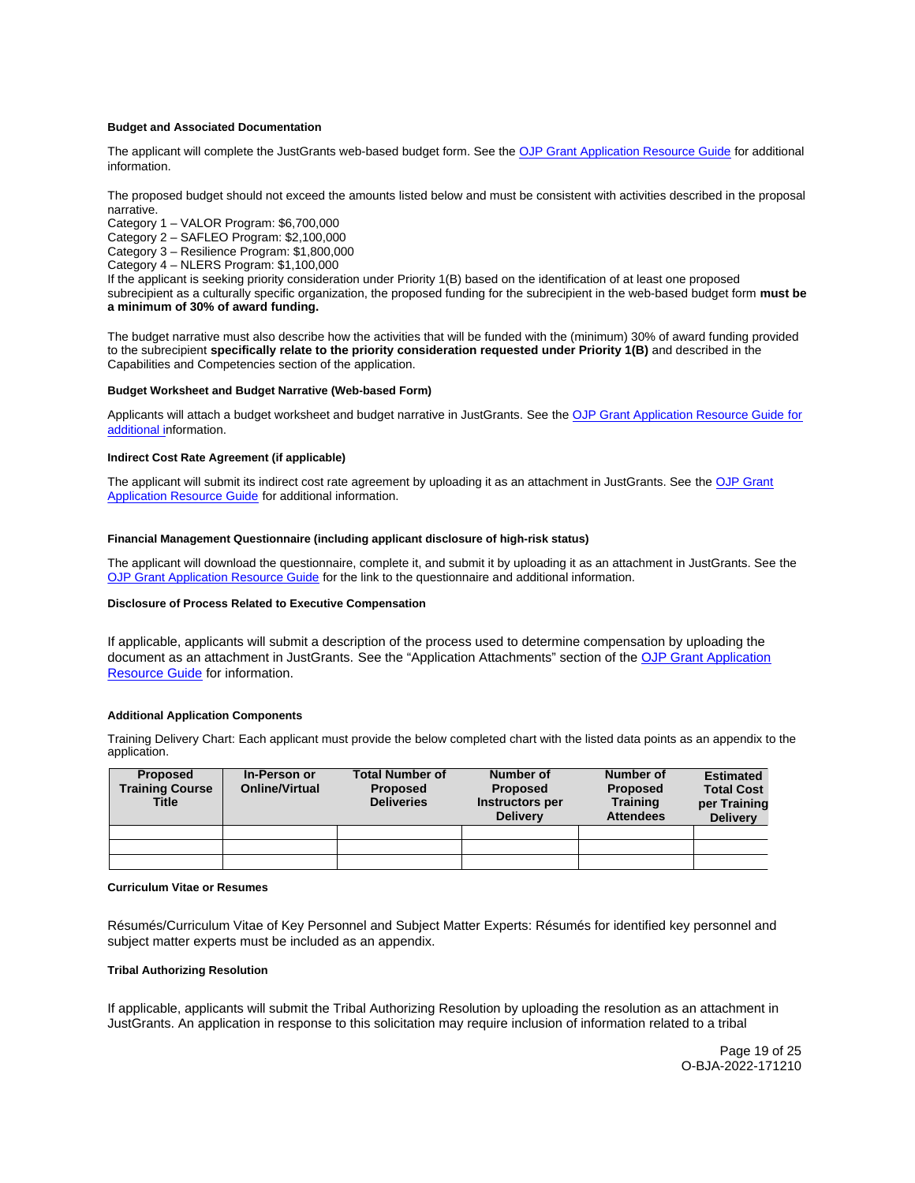#### Budget and Associated Documentation

The applicant will complete the JustGrants web-based budget form. See the OJP Grant Application Resource Guide for additional information.

The proposed budget should not exceed the amounts listed below and must be consistent with activities described in the proposal narrative.

Category 1 – VALOR Program: $6,700,000
Category 2 – SAFLEO Program: $2,100,000
Category 3 – Resilience Program: $1,800,000
Category 4 – NLERS Program: $1,100,000

If the applicant is seeking priority consideration under Priority 1(B) based on the identification of at least one proposed subrecipient as a culturally specific organization, the proposed funding for the subrecipient in the web-based budget form **must be a minimum of 30% of award funding.**

The budget narrative must also describe how the activities that will be funded with the (minimum) 30% of award funding provided to the subrecipient **specifically relate to the priority consideration requested under Priority 1(B)** and described in the Capabilities and Competencies section of the application.

#### Budget Worksheet and Budget Narrative (Web-based Form)

Applicants will attach a budget worksheet and budget narrative in JustGrants. See the OJP Grant Application Resource Guide for additional information.

#### Indirect Cost Rate Agreement (if applicable)

The applicant will submit its indirect cost rate agreement by uploading it as an attachment in JustGrants. See the OJP Grant Application Resource Guide for additional information.

#### Financial Management Questionnaire (including applicant disclosure of high-risk status)

The applicant will download the questionnaire, complete it, and submit it by uploading it as an attachment in JustGrants. See the OJP Grant Application Resource Guide for the link to the questionnaire and additional information.

#### Disclosure of Process Related to Executive Compensation

If applicable, applicants will submit a description of the process used to determine compensation by uploading the document as an attachment in JustGrants. See the "Application Attachments" section of the OJP Grant Application Resource Guide for information.

#### Additional Application Components

Training Delivery Chart: Each applicant must provide the below completed chart with the listed data points as an appendix to the application.

| Proposed Training Course Title | In-Person or Online/Virtual | Total Number of Proposed Deliveries | Number of Proposed Instructors per Delivery | Number of Proposed Training Attendees | Estimated Total Cost per Training Delivery |
|---|---|---|---|---|---|
| | | | | | |
| | | | | | |
| | | | | | |

#### Curriculum Vitae or Resumes

Résumés/Curriculum Vitae of Key Personnel and Subject Matter Experts: Résumés for identified key personnel and subject matter experts must be included as an appendix.

#### Tribal Authorizing Resolution

If applicable, applicants will submit the Tribal Authorizing Resolution by uploading the resolution as an attachment in JustGrants. An application in response to this solicitation may require inclusion of information related to a tribal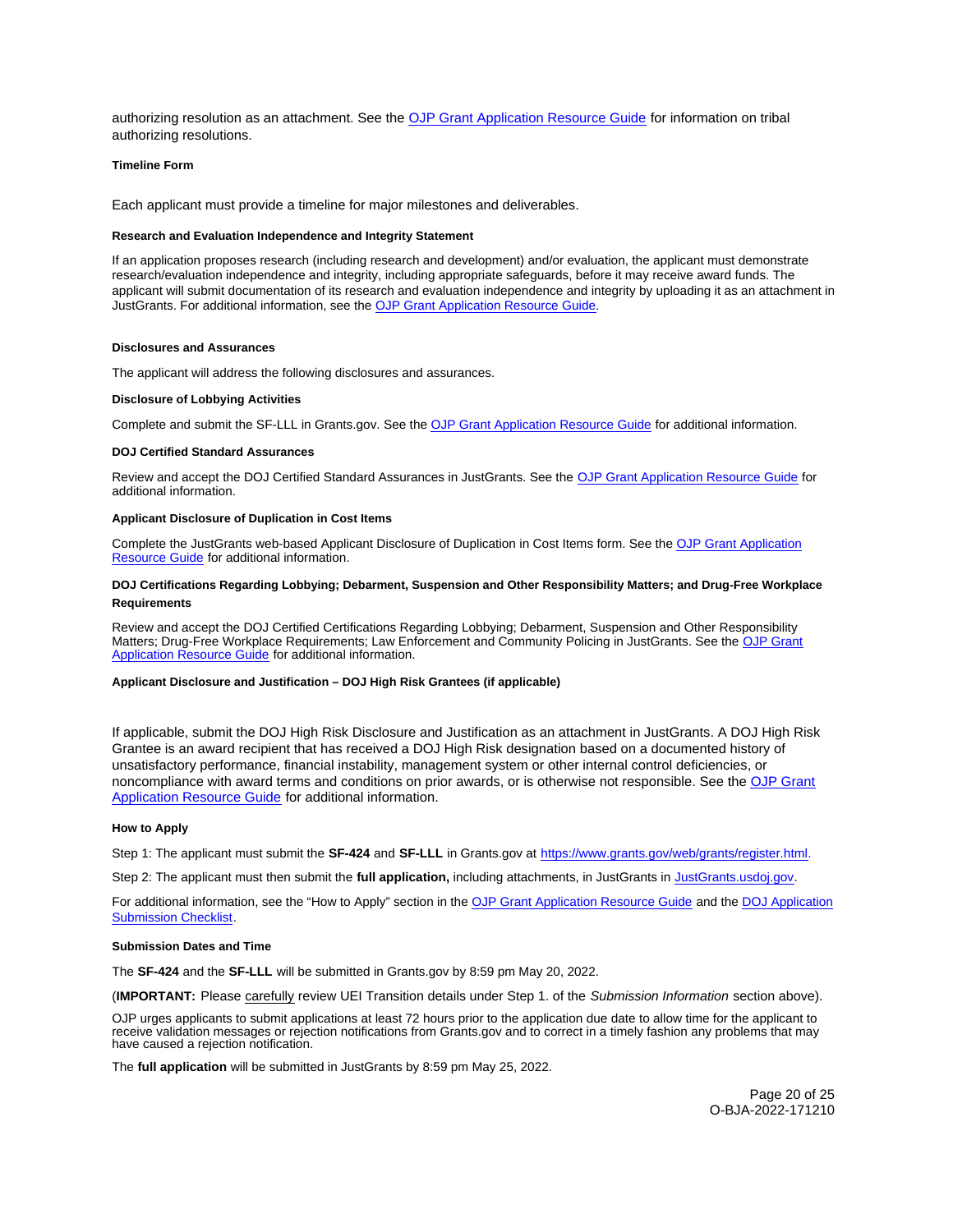authorizing resolution as an attachment. See the [OJP Grant Application Resource Guide](#) for information on tribal authorizing resolutions.

#### Timeline Form

Each applicant must provide a timeline for major milestones and deliverables.

#### Research and Evaluation Independence and Integrity Statement

If an application proposes research (including research and development) and/or evaluation, the applicant must demonstrate research/evaluation independence and integrity, including appropriate safeguards, before it may receive award funds. The applicant will submit documentation of its research and evaluation independence and integrity by uploading it as an attachment in JustGrants. For additional information, see the [OJP Grant Application Resource Guide](#).

#### Disclosures and Assurances

The applicant will address the following disclosures and assurances.

#### Disclosure of Lobbying Activities

Complete and submit the SF-LLL in Grants.gov. See the [OJP Grant Application Resource Guide](#) for additional information.

#### DOJ Certified Standard Assurances

Review and accept the DOJ Certified Standard Assurances in JustGrants. See the [OJP Grant Application Resource Guide](#) for additional information.

#### Applicant Disclosure of Duplication in Cost Items

Complete the JustGrants web-based Applicant Disclosure of Duplication in Cost Items form. See the [OJP Grant Application Resource Guide](#) for additional information.

#### DOJ Certifications Regarding Lobbying; Debarment, Suspension and Other Responsibility Matters; and Drug-Free Workplace Requirements

Review and accept the DOJ Certified Certifications Regarding Lobbying; Debarment, Suspension and Other Responsibility Matters; Drug-Free Workplace Requirements; Law Enforcement and Community Policing in JustGrants. See the [OJP Grant Application Resource Guide](#) for additional information.

#### Applicant Disclosure and Justification – DOJ High Risk Grantees (if applicable)

If applicable, submit the DOJ High Risk Disclosure and Justification as an attachment in JustGrants. A DOJ High Risk Grantee is an award recipient that has received a DOJ High Risk designation based on a documented history of unsatisfactory performance, financial instability, management system or other internal control deficiencies, or noncompliance with award terms and conditions on prior awards, or is otherwise not responsible. See the [OJP Grant Application Resource Guide](#) for additional information.

#### How to Apply

Step 1: The applicant must submit the **SF-424** and **SF-LLL** in Grants.gov at [https://www.grants.gov/web/grants/register.html](https://www.grants.gov/web/grants/register.html).

Step 2: The applicant must then submit the **full application,** including attachments, in JustGrants in [JustGrants.usdoj.gov](https://JustGrants.usdoj.gov).

For additional information, see the "How to Apply" section in the [OJP Grant Application Resource Guide](#) and the [DOJ Application Submission Checklist](#).

#### Submission Dates and Time

The **SF-424** and the **SF-LLL** will be submitted in Grants.gov by 8:59 pm May 20, 2022.

(**IMPORTANT:** Please carefully review UEI Transition details under Step 1. of the *Submission Information* section above).

OJP urges applicants to submit applications at least 72 hours prior to the application due date to allow time for the applicant to receive validation messages or rejection notifications from Grants.gov and to correct in a timely fashion any problems that may have caused a rejection notification.

The **full application** will be submitted in JustGrants by 8:59 pm May 25, 2022.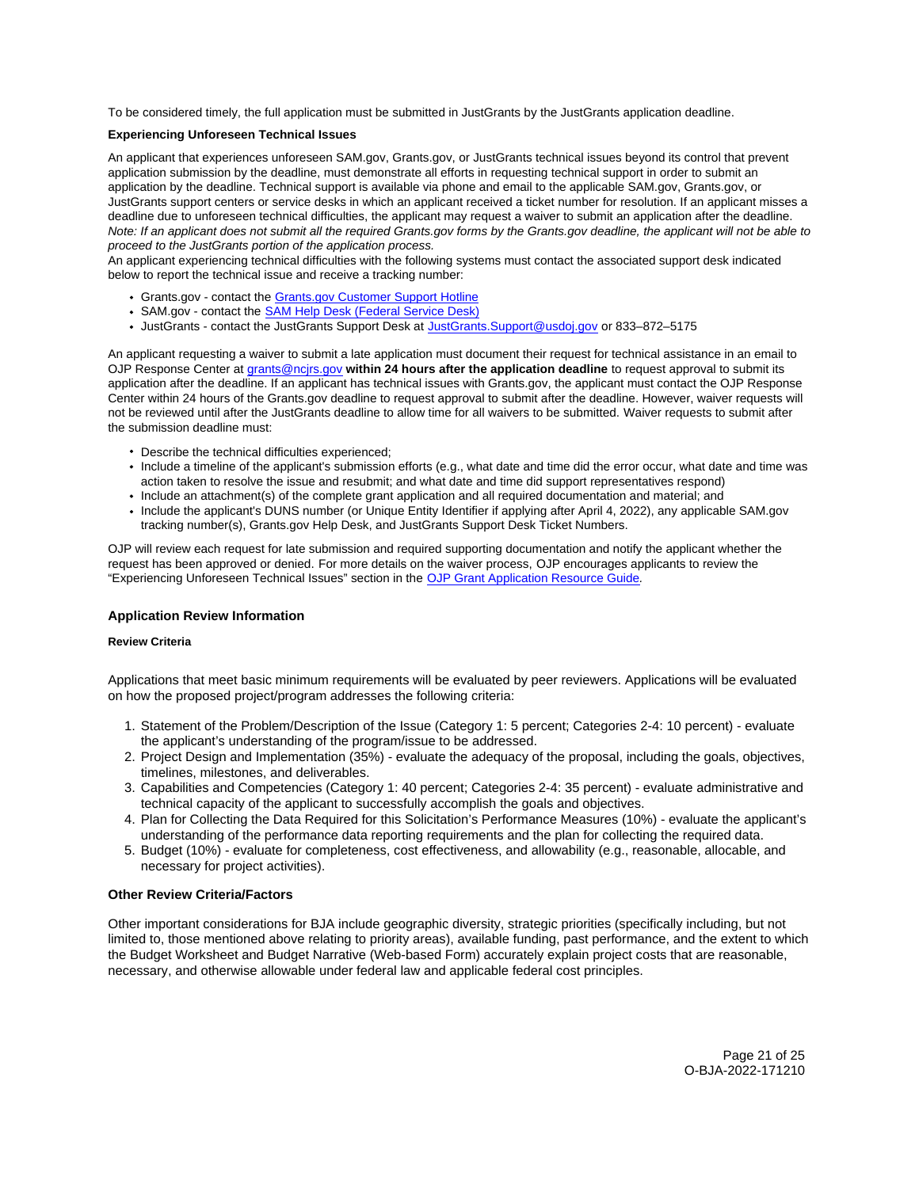To be considered timely, the full application must be submitted in JustGrants by the JustGrants application deadline.

#### Experiencing Unforeseen Technical Issues

An applicant that experiences unforeseen SAM.gov, Grants.gov, or JustGrants technical issues beyond its control that prevent application submission by the deadline, must demonstrate all efforts in requesting technical support in order to submit an application by the deadline. Technical support is available via phone and email to the applicable SAM.gov, Grants.gov, or JustGrants support centers or service desks in which an applicant received a ticket number for resolution. If an applicant misses a deadline due to unforeseen technical difficulties, the applicant may request a waiver to submit an application after the deadline. *Note: If an applicant does not submit all the required Grants.gov forms by the Grants.gov deadline, the applicant will not be able to proceed to the JustGrants portion of the application process.*
An applicant experiencing technical difficulties with the following systems must contact the associated support desk indicated below to report the technical issue and receive a tracking number:

- Grants.gov - contact the Grants.gov Customer Support Hotline
- SAM.gov - contact the SAM Help Desk (Federal Service Desk)
- JustGrants - contact the JustGrants Support Desk at JustGrants.Support@usdoj.gov or 833–872–5175

An applicant requesting a waiver to submit a late application must document their request for technical assistance in an email to OJP Response Center at grants@ncjrs.gov **within 24 hours after the application deadline** to request approval to submit its application after the deadline. If an applicant has technical issues with Grants.gov, the applicant must contact the OJP Response Center within 24 hours of the Grants.gov deadline to request approval to submit after the deadline. However, waiver requests will not be reviewed until after the JustGrants deadline to allow time for all waivers to be submitted. Waiver requests to submit after the submission deadline must:

- Describe the technical difficulties experienced;
- Include a timeline of the applicant's submission efforts (e.g., what date and time did the error occur, what date and time was action taken to resolve the issue and resubmit; and what date and time did support representatives respond)
- Include an attachment(s) of the complete grant application and all required documentation and material; and
- Include the applicant's DUNS number (or Unique Entity Identifier if applying after April 4, 2022), any applicable SAM.gov tracking number(s), Grants.gov Help Desk, and JustGrants Support Desk Ticket Numbers.

OJP will review each request for late submission and required supporting documentation and notify the applicant whether the request has been approved or denied. For more details on the waiver process, OJP encourages applicants to review the "Experiencing Unforeseen Technical Issues" section in the OJP Grant Application Resource Guide.

### Application Review Information

#### Review Criteria

Applications that meet basic minimum requirements will be evaluated by peer reviewers. Applications will be evaluated on how the proposed project/program addresses the following criteria:

1. Statement of the Problem/Description of the Issue (Category 1: 5 percent; Categories 2-4: 10 percent) - evaluate the applicant's understanding of the program/issue to be addressed.
2. Project Design and Implementation (35%) - evaluate the adequacy of the proposal, including the goals, objectives, timelines, milestones, and deliverables.
3. Capabilities and Competencies (Category 1: 40 percent; Categories 2-4: 35 percent) - evaluate administrative and technical capacity of the applicant to successfully accomplish the goals and objectives.
4. Plan for Collecting the Data Required for this Solicitation's Performance Measures (10%) - evaluate the applicant's understanding of the performance data reporting requirements and the plan for collecting the required data.
5. Budget (10%) - evaluate for completeness, cost effectiveness, and allowability (e.g., reasonable, allocable, and necessary for project activities).

#### Other Review Criteria/Factors

Other important considerations for BJA include geographic diversity, strategic priorities (specifically including, but not limited to, those mentioned above relating to priority areas), available funding, past performance, and the extent to which the Budget Worksheet and Budget Narrative (Web-based Form) accurately explain project costs that are reasonable, necessary, and otherwise allowable under federal law and applicable federal cost principles.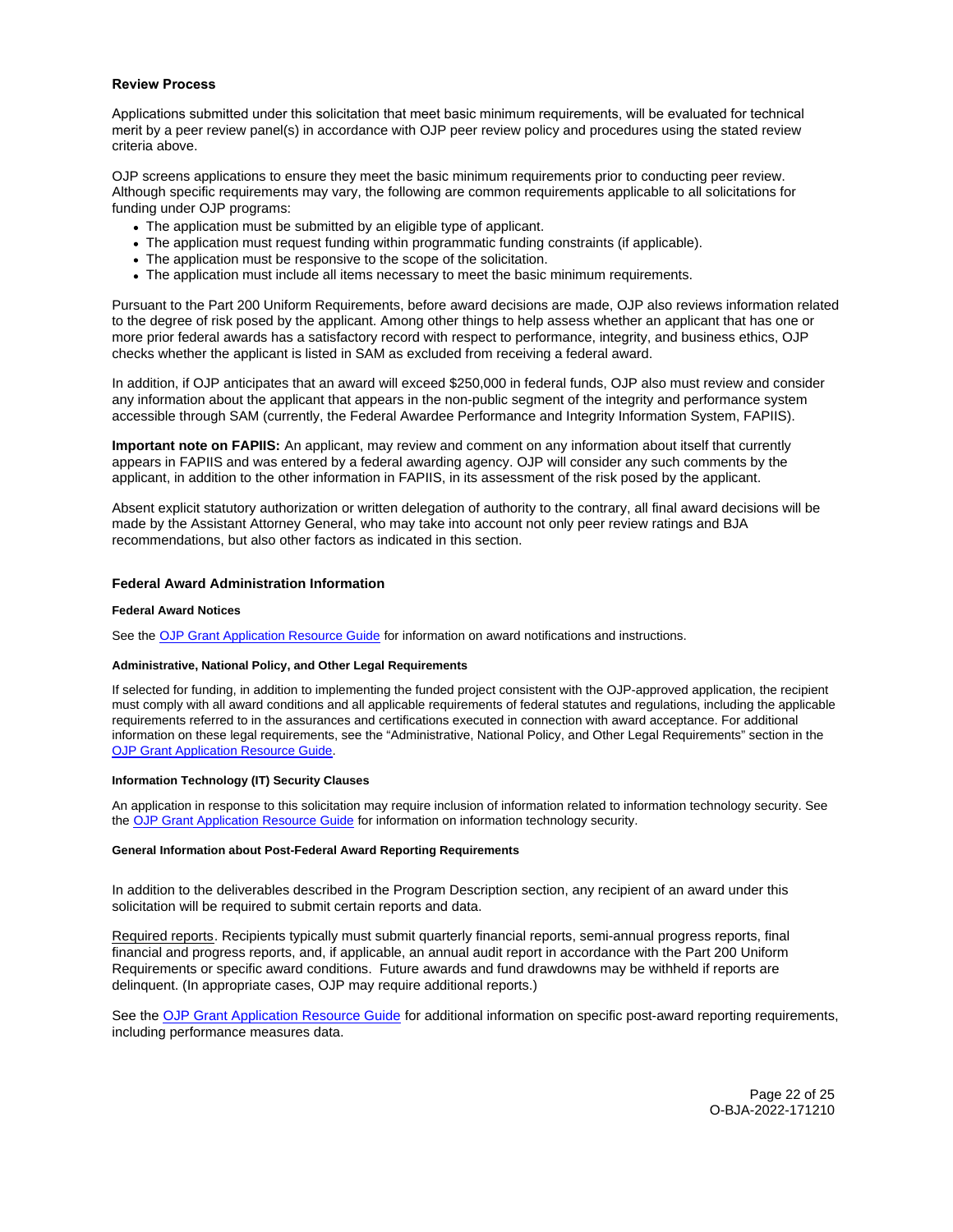### Review Process

Applications submitted under this solicitation that meet basic minimum requirements, will be evaluated for technical merit by a peer review panel(s) in accordance with OJP peer review policy and procedures using the stated review criteria above.

OJP screens applications to ensure they meet the basic minimum requirements prior to conducting peer review. Although specific requirements may vary, the following are common requirements applicable to all solicitations for funding under OJP programs:

- The application must be submitted by an eligible type of applicant.
- The application must request funding within programmatic funding constraints (if applicable).
- The application must be responsive to the scope of the solicitation.
- The application must include all items necessary to meet the basic minimum requirements.

Pursuant to the Part 200 Uniform Requirements, before award decisions are made, OJP also reviews information related to the degree of risk posed by the applicant. Among other things to help assess whether an applicant that has one or more prior federal awards has a satisfactory record with respect to performance, integrity, and business ethics, OJP checks whether the applicant is listed in SAM as excluded from receiving a federal award.

In addition, if OJP anticipates that an award will exceed $250,000 in federal funds, OJP also must review and consider any information about the applicant that appears in the non-public segment of the integrity and performance system accessible through SAM (currently, the Federal Awardee Performance and Integrity Information System, FAPIIS).

**Important note on FAPIIS:** An applicant, may review and comment on any information about itself that currently appears in FAPIIS and was entered by a federal awarding agency. OJP will consider any such comments by the applicant, in addition to the other information in FAPIIS, in its assessment of the risk posed by the applicant.

Absent explicit statutory authorization or written delegation of authority to the contrary, all final award decisions will be made by the Assistant Attorney General, who may take into account not only peer review ratings and BJA recommendations, but also other factors as indicated in this section.

### Federal Award Administration Information

#### Federal Award Notices

See the OJP Grant Application Resource Guide for information on award notifications and instructions.

#### Administrative, National Policy, and Other Legal Requirements

If selected for funding, in addition to implementing the funded project consistent with the OJP-approved application, the recipient must comply with all award conditions and all applicable requirements of federal statutes and regulations, including the applicable requirements referred to in the assurances and certifications executed in connection with award acceptance. For additional information on these legal requirements, see the "Administrative, National Policy, and Other Legal Requirements" section in the OJP Grant Application Resource Guide.

#### Information Technology (IT) Security Clauses

An application in response to this solicitation may require inclusion of information related to information technology security. See the OJP Grant Application Resource Guide for information on information technology security.

#### General Information about Post-Federal Award Reporting Requirements

In addition to the deliverables described in the Program Description section, any recipient of an award under this solicitation will be required to submit certain reports and data.

Required reports. Recipients typically must submit quarterly financial reports, semi-annual progress reports, final financial and progress reports, and, if applicable, an annual audit report in accordance with the Part 200 Uniform Requirements or specific award conditions. Future awards and fund drawdowns may be withheld if reports are delinquent. (In appropriate cases, OJP may require additional reports.)

See the OJP Grant Application Resource Guide for additional information on specific post-award reporting requirements, including performance measures data.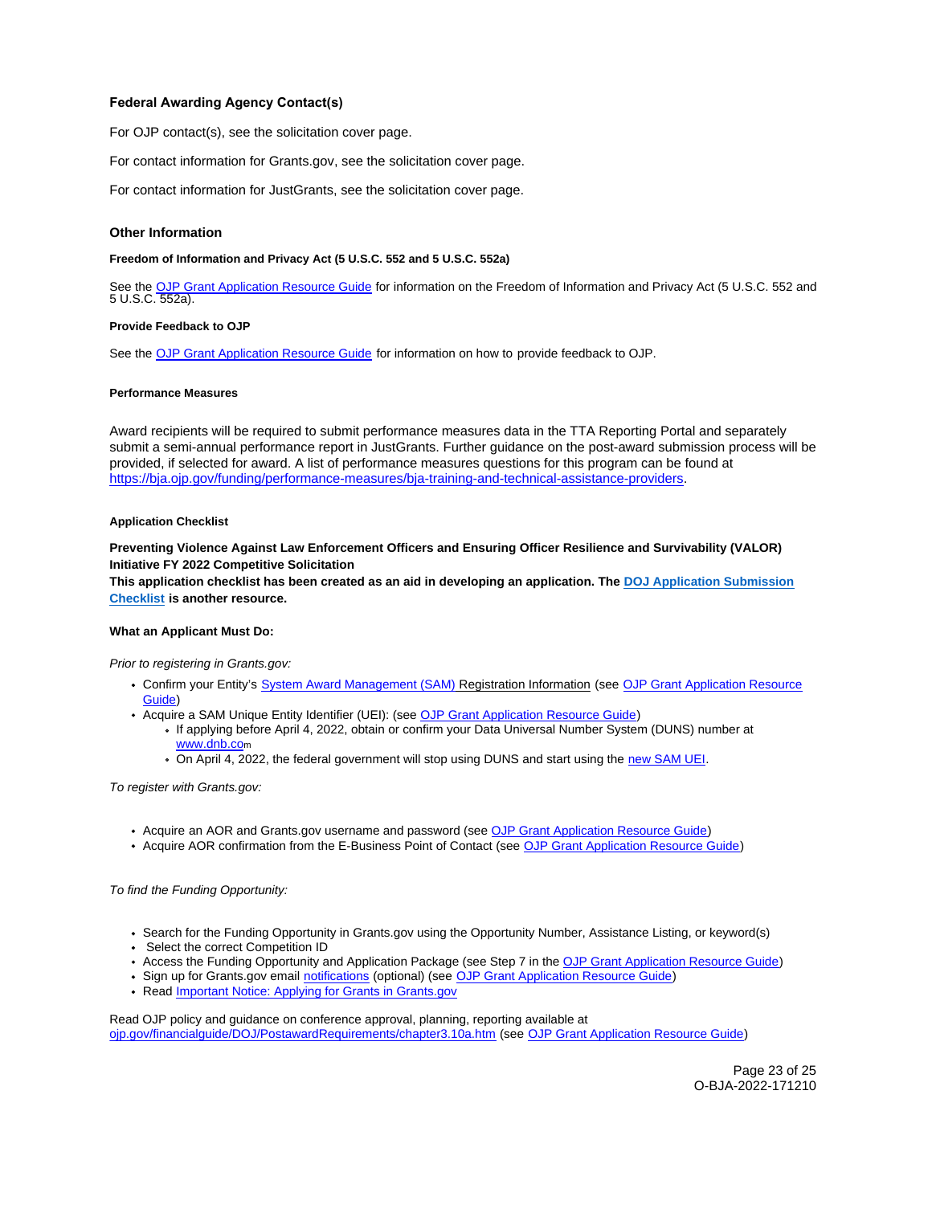### Federal Awarding Agency Contact(s)

For OJP contact(s), see the solicitation cover page.

For contact information for Grants.gov, see the solicitation cover page.

For contact information for JustGrants, see the solicitation cover page.

### Other Information

#### Freedom of Information and Privacy Act (5 U.S.C. 552 and 5 U.S.C. 552a)

See the [OJP Grant Application Resource Guide](#) for information on the Freedom of Information and Privacy Act (5 U.S.C. 552 and 5 U.S.C. 552a).

#### Provide Feedback to OJP

See the [OJP Grant Application Resource Guide](#) for information on how to provide feedback to OJP.

#### Performance Measures

Award recipients will be required to submit performance measures data in the TTA Reporting Portal and separately submit a semi-annual performance report in JustGrants. Further guidance on the post-award submission process will be provided, if selected for award. A list of performance measures questions for this program can be found at https://bja.ojp.gov/funding/performance-measures/bja-training-and-technical-assistance-providers.

#### Application Checklist

**Preventing Violence Against Law Enforcement Officers and Ensuring Officer Resilience and Survivability (VALOR) Initiative FY 2022 Competitive Solicitation**
**This application checklist has been created as an aid in developing an application. The [DOJ Application Submission Checklist](#) is another resource.**

**What an Applicant Must Do:**

*Prior to registering in Grants.gov:*

- Confirm your Entity's [System Award Management (SAM)](#) Registration Information (see [OJP Grant Application Resource Guide](#))
- Acquire a SAM Unique Entity Identifier (UEI): (see [OJP Grant Application Resource Guide](#))
  - If applying before April 4, 2022, obtain or confirm your Data Universal Number System (DUNS) number at [www.dnb.com](#)
  - On April 4, 2022, the federal government will stop using DUNS and start using the [new SAM UEI](#).

*To register with Grants.gov:*

- Acquire an AOR and Grants.gov username and password (see [OJP Grant Application Resource Guide](#))
- Acquire AOR confirmation from the E-Business Point of Contact (see [OJP Grant Application Resource Guide](#))

*To find the Funding Opportunity:*

- Search for the Funding Opportunity in Grants.gov using the Opportunity Number, Assistance Listing, or keyword(s)
- Select the correct Competition ID
- Access the Funding Opportunity and Application Package (see Step 7 in the [OJP Grant Application Resource Guide](#))
- Sign up for Grants.gov email [notifications](#) (optional) (see [OJP Grant Application Resource Guide](#))
- Read [Important Notice: Applying for Grants in Grants.gov](#)

Read OJP policy and guidance on conference approval, planning, reporting available at ojp.gov/financialguide/DOJ/PostawardRequirements/chapter3.10a.htm (see [OJP Grant Application Resource Guide](#))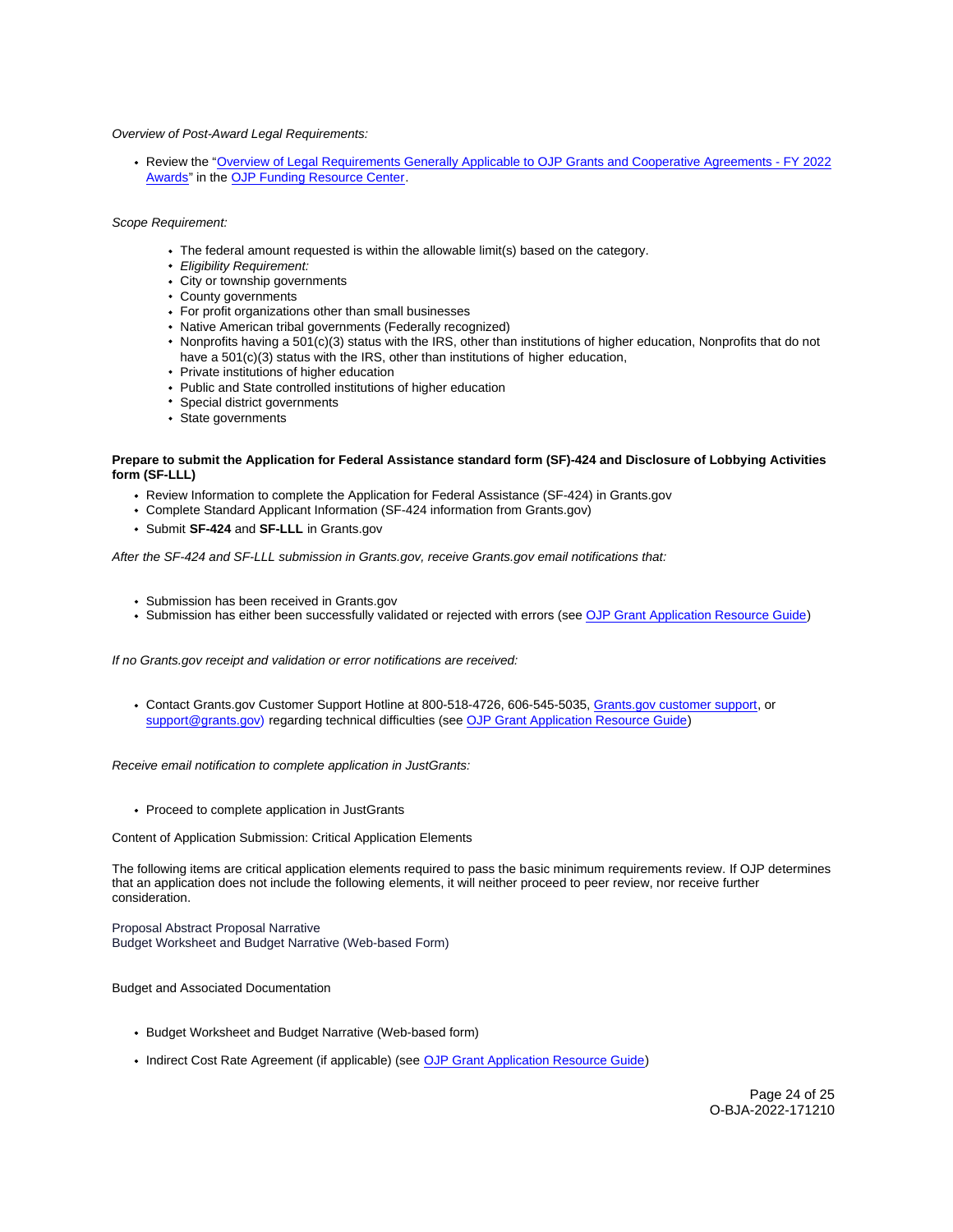*Overview of Post-Award Legal Requirements:*

- Review the "Overview of Legal Requirements Generally Applicable to OJP Grants and Cooperative Agreements - FY 2022 Awards" in the OJP Funding Resource Center.

*Scope Requirement:*

- The federal amount requested is within the allowable limit(s) based on the category.
- *Eligibility Requirement:*
- City or township governments
- County governments
- For profit organizations other than small businesses
- Native American tribal governments (Federally recognized)
- Nonprofits having a 501(c)(3) status with the IRS, other than institutions of higher education, Nonprofits that do not have a 501(c)(3) status with the IRS, other than institutions of higher education,
- Private institutions of higher education
- Public and State controlled institutions of higher education
- Special district governments
- State governments

**Prepare to submit the Application for Federal Assistance standard form (SF)-424 and Disclosure of Lobbying Activities form (SF-LLL)**

- Review Information to complete the Application for Federal Assistance (SF-424) in Grants.gov
- Complete Standard Applicant Information (SF-424 information from Grants.gov)
- Submit **SF-424** and **SF-LLL** in Grants.gov

*After the SF-424 and SF-LLL submission in Grants.gov, receive Grants.gov email notifications that:*

- Submission has been received in Grants.gov
- Submission has either been successfully validated or rejected with errors (see OJP Grant Application Resource Guide)

*If no Grants.gov receipt and validation or error notifications are received:*

- Contact Grants.gov Customer Support Hotline at 800-518-4726, 606-545-5035, Grants.gov customer support, or support@grants.gov) regarding technical difficulties (see OJP Grant Application Resource Guide)

*Receive email notification to complete application in JustGrants:*

- Proceed to complete application in JustGrants

Content of Application Submission: Critical Application Elements

The following items are critical application elements required to pass the basic minimum requirements review. If OJP determines that an application does not include the following elements, it will neither proceed to peer review, nor receive further consideration.

Proposal Abstract Proposal Narrative
Budget Worksheet and Budget Narrative (Web-based Form)

Budget and Associated Documentation

- Budget Worksheet and Budget Narrative (Web-based form)
- Indirect Cost Rate Agreement (if applicable) (see OJP Grant Application Resource Guide)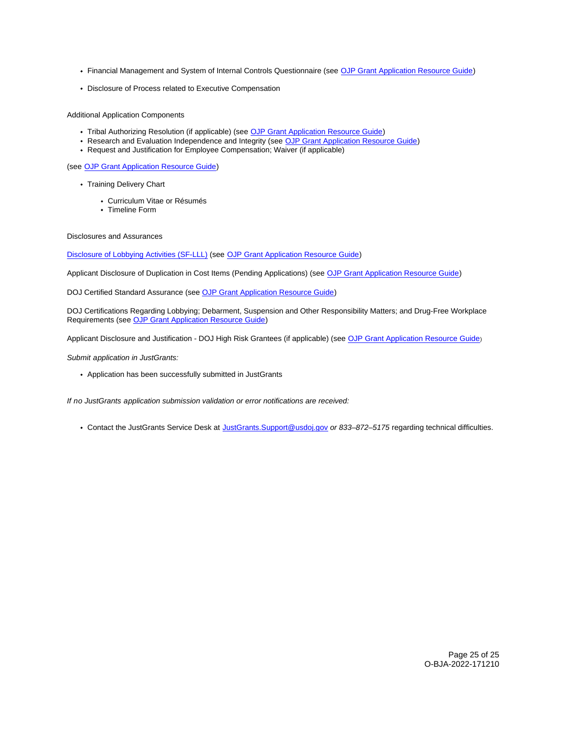- Financial Management and System of Internal Controls Questionnaire (see OJP Grant Application Resource Guide)
- Disclosure of Process related to Executive Compensation

Additional Application Components

- Tribal Authorizing Resolution (if applicable) (see OJP Grant Application Resource Guide)
- Research and Evaluation Independence and Integrity (see OJP Grant Application Resource Guide)
- Request and Justification for Employee Compensation; Waiver (if applicable)

(see OJP Grant Application Resource Guide)

- Training Delivery Chart
  - Curriculum Vitae or Résumés
  - Timeline Form

Disclosures and Assurances

Disclosure of Lobbying Activities (SF-LLL) (see OJP Grant Application Resource Guide)

Applicant Disclosure of Duplication in Cost Items (Pending Applications) (see OJP Grant Application Resource Guide)

DOJ Certified Standard Assurance (see OJP Grant Application Resource Guide)

DOJ Certifications Regarding Lobbying; Debarment, Suspension and Other Responsibility Matters; and Drug-Free Workplace Requirements (see OJP Grant Application Resource Guide)

Applicant Disclosure and Justification - DOJ High Risk Grantees (if applicable) (see OJP Grant Application Resource Guide)

*Submit application in JustGrants:*

- Application has been successfully submitted in JustGrants

*If no JustGrants application submission validation or error notifications are received:*

- Contact the JustGrants Service Desk at JustGrants.Support@usdoj.gov *or 833–872–5175* regarding technical difficulties.